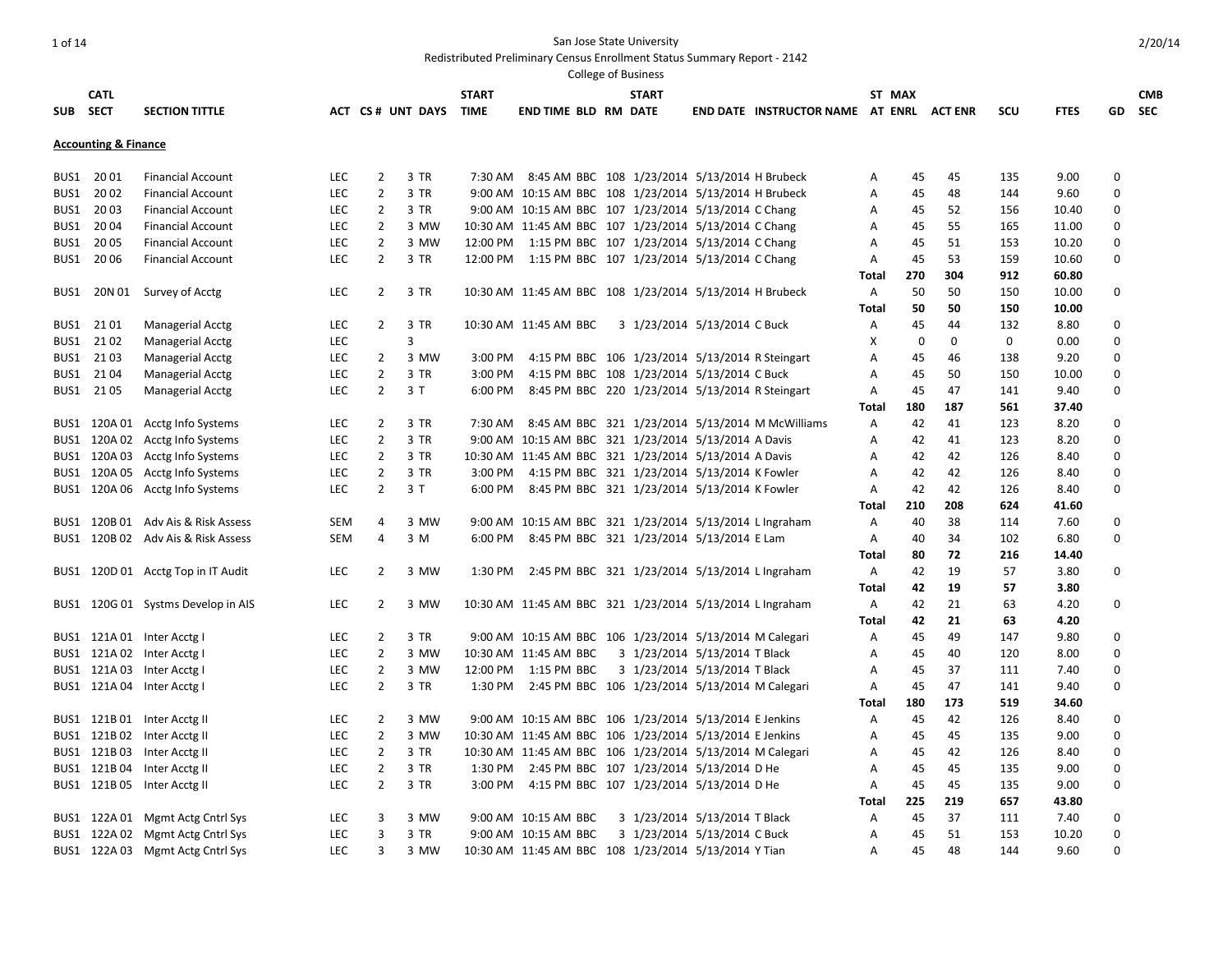San Jose State University

Redistributed Preliminary Census Enrollment Status Summary Report - 2142

College of Business

| SUB | CATL SECT | SECTION TITTLE | ACT | CS # | UNT | DAYS | START TIME | END TIME | BLD | RM | START DATE | END DATE | INSTRUCTOR NAME | ST AT | MAX ENRL | ACT ENR | SCU | FTES | GD | CMB SEC |
|---|---|---|---|---|---|---|---|---|---|---|---|---|---|---|---|---|---|---|---|---|
| **Accounting & Finance** | | | | | | | | | | | | | | | | | | | | |
| BUS1 | 20 01 | Financial Account | LEC | 2 | 3 | TR | 7:30 AM | 8:45 AM | BBC | 108 | 1/23/2014 | 5/13/2014 | H Brubeck | A | 45 | 45 | 135 | 9.00 | 0 | |
| BUS1 | 20 02 | Financial Account | LEC | 2 | 3 | TR | 9:00 AM | 10:15 AM | BBC | 108 | 1/23/2014 | 5/13/2014 | H Brubeck | A | 45 | 48 | 144 | 9.60 | 0 | |
| BUS1 | 20 03 | Financial Account | LEC | 2 | 3 | TR | 9:00 AM | 10:15 AM | BBC | 107 | 1/23/2014 | 5/13/2014 | C Chang | A | 45 | 52 | 156 | 10.40 | 0 | |
| BUS1 | 20 04 | Financial Account | LEC | 2 | 3 | MW | 10:30 AM | 11:45 AM | BBC | 107 | 1/23/2014 | 5/13/2014 | C Chang | A | 45 | 55 | 165 | 11.00 | 0 | |
| BUS1 | 20 05 | Financial Account | LEC | 2 | 3 | MW | 12:00 PM | 1:15 PM | BBC | 107 | 1/23/2014 | 5/13/2014 | C Chang | A | 45 | 51 | 153 | 10.20 | 0 | |
| BUS1 | 20 06 | Financial Account | LEC | 2 | 3 | TR | 12:00 PM | 1:15 PM | BBC | 107 | 1/23/2014 | 5/13/2014 | C Chang | A | 45 | 53 | 159 | 10.60 | 0 | |
| | | | | | | | | | | | | | | **Total** | **270** | **304** | **912** | **60.80** | | |
| BUS1 | 20N 01 | Survey of Acctg | LEC | 2 | 3 | TR | 10:30 AM | 11:45 AM | BBC | 108 | 1/23/2014 | 5/13/2014 | H Brubeck | A | 50 | 50 | 150 | 10.00 | 0 | |
| | | | | | | | | | | | | | | **Total** | **50** | **50** | **150** | **10.00** | | |
| BUS1 | 21 01 | Managerial Acctg | LEC | 2 | 3 | TR | 10:30 AM | 11:45 AM | BBC | 3 | 1/23/2014 | 5/13/2014 | C Buck | A | 45 | 44 | 132 | 8.80 | 0 | |
| BUS1 | 21 02 | Managerial Acctg | LEC | | 3 | | | | | | | | | X | 0 | 0 | 0 | 0.00 | 0 | |
| BUS1 | 21 03 | Managerial Acctg | LEC | 2 | 3 | MW | 3:00 PM | 4:15 PM | BBC | 106 | 1/23/2014 | 5/13/2014 | R Steingart | A | 45 | 46 | 138 | 9.20 | 0 | |
| BUS1 | 21 04 | Managerial Acctg | LEC | 2 | 3 | TR | 3:00 PM | 4:15 PM | BBC | 108 | 1/23/2014 | 5/13/2014 | C Buck | A | 45 | 50 | 150 | 10.00 | 0 | |
| BUS1 | 21 05 | Managerial Acctg | LEC | 2 | 3 | T | 6:00 PM | 8:45 PM | BBC | 220 | 1/23/2014 | 5/13/2014 | R Steingart | A | 45 | 47 | 141 | 9.40 | 0 | |
| | | | | | | | | | | | | | | **Total** | **180** | **187** | **561** | **37.40** | | |
| BUS1 | 120A 01 | Acctg Info Systems | LEC | 2 | 3 | TR | 7:30 AM | 8:45 AM | BBC | 321 | 1/23/2014 | 5/13/2014 | M McWilliams | A | 42 | 41 | 123 | 8.20 | 0 | |
| BUS1 | 120A 02 | Acctg Info Systems | LEC | 2 | 3 | TR | 9:00 AM | 10:15 AM | BBC | 321 | 1/23/2014 | 5/13/2014 | A Davis | A | 42 | 41 | 123 | 8.20 | 0 | |
| BUS1 | 120A 03 | Acctg Info Systems | LEC | 2 | 3 | TR | 10:30 AM | 11:45 AM | BBC | 321 | 1/23/2014 | 5/13/2014 | A Davis | A | 42 | 42 | 126 | 8.40 | 0 | |
| BUS1 | 120A 05 | Acctg Info Systems | LEC | 2 | 3 | TR | 3:00 PM | 4:15 PM | BBC | 321 | 1/23/2014 | 5/13/2014 | K Fowler | A | 42 | 42 | 126 | 8.40 | 0 | |
| BUS1 | 120A 06 | Acctg Info Systems | LEC | 2 | 3 | T | 6:00 PM | 8:45 PM | BBC | 321 | 1/23/2014 | 5/13/2014 | K Fowler | A | 42 | 42 | 126 | 8.40 | 0 | |
| | | | | | | | | | | | | | | **Total** | **210** | **208** | **624** | **41.60** | | |
| BUS1 | 120B 01 | Adv Ais & Risk Assess | SEM | 4 | 3 | MW | 9:00 AM | 10:15 AM | BBC | 321 | 1/23/2014 | 5/13/2014 | L Ingraham | A | 40 | 38 | 114 | 7.60 | 0 | |
| BUS1 | 120B 02 | Adv Ais & Risk Assess | SEM | 4 | 3 | M | 6:00 PM | 8:45 PM | BBC | 321 | 1/23/2014 | 5/13/2014 | E Lam | A | 40 | 34 | 102 | 6.80 | 0 | |
| | | | | | | | | | | | | | | **Total** | **80** | **72** | **216** | **14.40** | | |
| BUS1 | 120D 01 | Acctg Top in IT Audit | LEC | 2 | 3 | MW | 1:30 PM | 2:45 PM | BBC | 321 | 1/23/2014 | 5/13/2014 | L Ingraham | A | 42 | 19 | 57 | 3.80 | 0 | |
| | | | | | | | | | | | | | | **Total** | **42** | **19** | **57** | **3.80** | | |
| BUS1 | 120G 01 | Systms Develop in AIS | LEC | 2 | 3 | MW | 10:30 AM | 11:45 AM | BBC | 321 | 1/23/2014 | 5/13/2014 | L Ingraham | A | 42 | 21 | 63 | 4.20 | 0 | |
| | | | | | | | | | | | | | | **Total** | **42** | **21** | **63** | **4.20** | | |
| BUS1 | 121A 01 | Inter Acctg I | LEC | 2 | 3 | TR | 9:00 AM | 10:15 AM | BBC | 106 | 1/23/2014 | 5/13/2014 | M Calegari | A | 45 | 49 | 147 | 9.80 | 0 | |
| BUS1 | 121A 02 | Inter Acctg I | LEC | 2 | 3 | MW | 10:30 AM | 11:45 AM | BBC | 3 | 1/23/2014 | 5/13/2014 | T Black | A | 45 | 40 | 120 | 8.00 | 0 | |
| BUS1 | 121A 03 | Inter Acctg I | LEC | 2 | 3 | MW | 12:00 PM | 1:15 PM | BBC | 3 | 1/23/2014 | 5/13/2014 | T Black | A | 45 | 37 | 111 | 7.40 | 0 | |
| BUS1 | 121A 04 | Inter Acctg I | LEC | 2 | 3 | TR | 1:30 PM | 2:45 PM | BBC | 106 | 1/23/2014 | 5/13/2014 | M Calegari | A | 45 | 47 | 141 | 9.40 | 0 | |
| | | | | | | | | | | | | | | **Total** | **180** | **173** | **519** | **34.60** | | |
| BUS1 | 121B 01 | Inter Acctg II | LEC | 2 | 3 | MW | 9:00 AM | 10:15 AM | BBC | 106 | 1/23/2014 | 5/13/2014 | E Jenkins | A | 45 | 42 | 126 | 8.40 | 0 | |
| BUS1 | 121B 02 | Inter Acctg II | LEC | 2 | 3 | MW | 10:30 AM | 11:45 AM | BBC | 106 | 1/23/2014 | 5/13/2014 | E Jenkins | A | 45 | 45 | 135 | 9.00 | 0 | |
| BUS1 | 121B 03 | Inter Acctg II | LEC | 2 | 3 | TR | 10:30 AM | 11:45 AM | BBC | 106 | 1/23/2014 | 5/13/2014 | M Calegari | A | 45 | 42 | 126 | 8.40 | 0 | |
| BUS1 | 121B 04 | Inter Acctg II | LEC | 2 | 3 | TR | 1:30 PM | 2:45 PM | BBC | 107 | 1/23/2014 | 5/13/2014 | D He | A | 45 | 45 | 135 | 9.00 | 0 | |
| BUS1 | 121B 05 | Inter Acctg II | LEC | 2 | 3 | TR | 3:00 PM | 4:15 PM | BBC | 107 | 1/23/2014 | 5/13/2014 | D He | A | 45 | 45 | 135 | 9.00 | 0 | |
| | | | | | | | | | | | | | | **Total** | **225** | **219** | **657** | **43.80** | | |
| BUS1 | 122A 01 | Mgmt Actg Cntrl Sys | LEC | 3 | 3 | MW | 9:00 AM | 10:15 AM | BBC | 3 | 1/23/2014 | 5/13/2014 | T Black | A | 45 | 37 | 111 | 7.40 | 0 | |
| BUS1 | 122A 02 | Mgmt Actg Cntrl Sys | LEC | 3 | 3 | TR | 9:00 AM | 10:15 AM | BBC | 3 | 1/23/2014 | 5/13/2014 | C Buck | A | 45 | 51 | 153 | 10.20 | 0 | |
| BUS1 | 122A 03 | Mgmt Actg Cntrl Sys | LEC | 3 | 3 | MW | 10:30 AM | 11:45 AM | BBC | 108 | 1/23/2014 | 5/13/2014 | Y Tian | A | 45 | 48 | 144 | 9.60 | 0 | |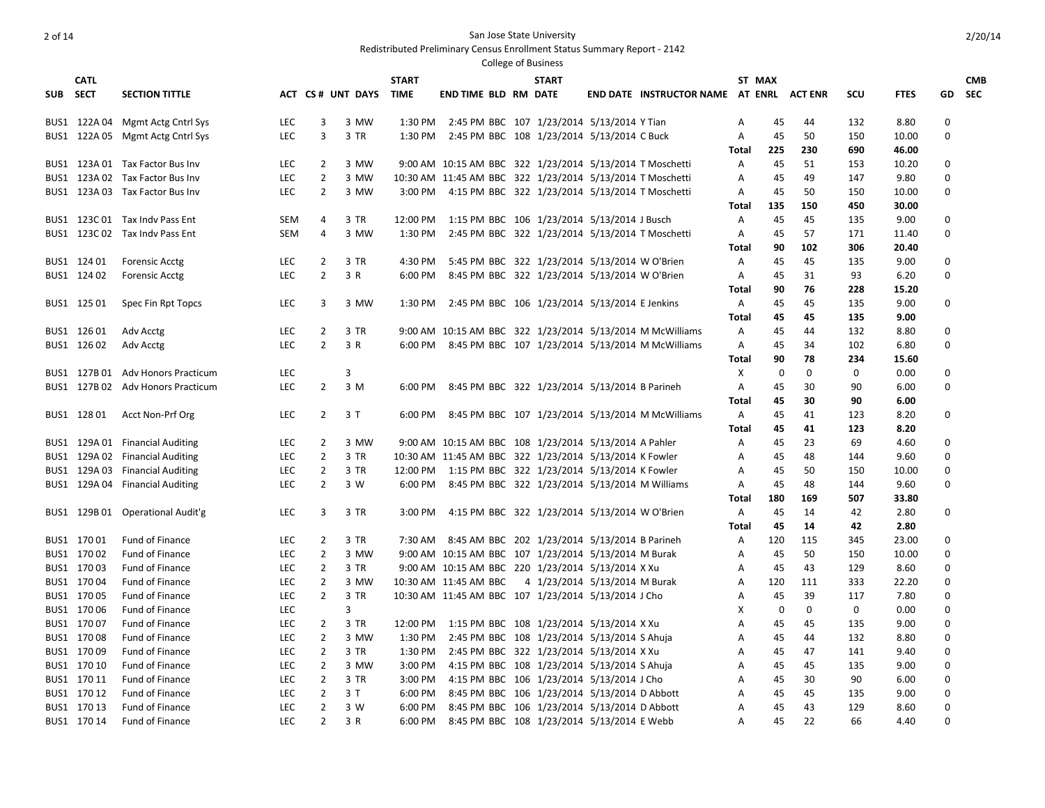San Jose State University

Redistributed Preliminary Census Enrollment Status Summary Report - 2142

College of Business

| SUB | CATL SECT | SECTION TITTLE | ACT | CS # | UNT | DAYS | START TIME | END TIME | BLD | RM | START DATE | END DATE | INSTRUCTOR NAME | ST AT | MAX ENRL | ACT ENR | SCU | FTES | GD | CMB SEC |
|---|---|---|---|---|---|---|---|---|---|---|---|---|---|---|---|---|---|---|---|---|
| BUS1 | 122A 04 | Mgmt Actg Cntrl Sys | LEC | 3 | 3 | MW | 1:30 PM | 2:45 PM | BBC | 107 | 1/23/2014 | 5/13/2014 | Y Tian | A | 45 | 44 | 132 | 8.80 | 0 | |
| BUS1 | 122A 05 | Mgmt Actg Cntrl Sys | LEC | 3 | 3 | TR | 1:30 PM | 2:45 PM | BBC | 108 | 1/23/2014 | 5/13/2014 | C Buck | A | 45 | 50 | 150 | 10.00 | 0 | |
| | | | | | | | | | | | | | | **Total** | **225** | **230** | **690** | **46.00** | | |
| BUS1 | 123A 01 | Tax Factor Bus Inv | LEC | 2 | 3 | MW | 9:00 AM | 10:15 AM | BBC | 322 | 1/23/2014 | 5/13/2014 | T Moschetti | A | 45 | 51 | 153 | 10.20 | 0 | |
| BUS1 | 123A 02 | Tax Factor Bus Inv | LEC | 2 | 3 | MW | 10:30 AM | 11:45 AM | BBC | 322 | 1/23/2014 | 5/13/2014 | T Moschetti | A | 45 | 49 | 147 | 9.80 | 0 | |
| BUS1 | 123A 03 | Tax Factor Bus Inv | LEC | 2 | 3 | MW | 3:00 PM | 4:15 PM | BBC | 322 | 1/23/2014 | 5/13/2014 | T Moschetti | A | 45 | 50 | 150 | 10.00 | 0 | |
| | | | | | | | | | | | | | | **Total** | **135** | **150** | **450** | **30.00** | | |
| BUS1 | 123C 01 | Tax Indv Pass Ent | SEM | 4 | 3 | TR | 12:00 PM | 1:15 PM | BBC | 106 | 1/23/2014 | 5/13/2014 | J Busch | A | 45 | 45 | 135 | 9.00 | 0 | |
| BUS1 | 123C 02 | Tax Indv Pass Ent | SEM | 4 | 3 | MW | 1:30 PM | 2:45 PM | BBC | 322 | 1/23/2014 | 5/13/2014 | T Moschetti | A | 45 | 57 | 171 | 11.40 | 0 | |
| | | | | | | | | | | | | | | **Total** | **90** | **102** | **306** | **20.40** | | |
| BUS1 | 124 01 | Forensic Acctg | LEC | 2 | 3 | TR | 4:30 PM | 5:45 PM | BBC | 322 | 1/23/2014 | 5/13/2014 | W O'Brien | A | 45 | 45 | 135 | 9.00 | 0 | |
| BUS1 | 124 02 | Forensic Acctg | LEC | 2 | 3 | R | 6:00 PM | 8:45 PM | BBC | 322 | 1/23/2014 | 5/13/2014 | W O'Brien | A | 45 | 31 | 93 | 6.20 | 0 | |
| | | | | | | | | | | | | | | **Total** | **90** | **76** | **228** | **15.20** | | |
| BUS1 | 125 01 | Spec Fin Rpt Topcs | LEC | 3 | 3 | MW | 1:30 PM | 2:45 PM | BBC | 106 | 1/23/2014 | 5/13/2014 | E Jenkins | A | 45 | 45 | 135 | 9.00 | 0 | |
| | | | | | | | | | | | | | | **Total** | **45** | **45** | **135** | **9.00** | | |
| BUS1 | 126 01 | Adv Acctg | LEC | 2 | 3 | TR | 9:00 AM | 10:15 AM | BBC | 322 | 1/23/2014 | 5/13/2014 | M McWilliams | A | 45 | 44 | 132 | 8.80 | 0 | |
| BUS1 | 126 02 | Adv Acctg | LEC | 2 | 3 | R | 6:00 PM | 8:45 PM | BBC | 107 | 1/23/2014 | 5/13/2014 | M McWilliams | A | 45 | 34 | 102 | 6.80 | 0 | |
| | | | | | | | | | | | | | | **Total** | **90** | **78** | **234** | **15.60** | | |
| BUS1 | 127B 01 | Adv Honors Practicum | LEC | | 3 | | | | | | | | | X | 0 | 0 | 0 | 0.00 | 0 | |
| BUS1 | 127B 02 | Adv Honors Practicum | LEC | 2 | 3 | M | 6:00 PM | 8:45 PM | BBC | 322 | 1/23/2014 | 5/13/2014 | B Parineh | A | 45 | 30 | 90 | 6.00 | 0 | |
| | | | | | | | | | | | | | | **Total** | **45** | **30** | **90** | **6.00** | | |
| BUS1 | 128 01 | Acct Non-Prf Org | LEC | 2 | 3 | T | 6:00 PM | 8:45 PM | BBC | 107 | 1/23/2014 | 5/13/2014 | M McWilliams | A | 45 | 41 | 123 | 8.20 | 0 | |
| | | | | | | | | | | | | | | **Total** | **45** | **41** | **123** | **8.20** | | |
| BUS1 | 129A 01 | Financial Auditing | LEC | 2 | 3 | MW | 9:00 AM | 10:15 AM | BBC | 108 | 1/23/2014 | 5/13/2014 | A Pahler | A | 45 | 23 | 69 | 4.60 | 0 | |
| BUS1 | 129A 02 | Financial Auditing | LEC | 2 | 3 | TR | 10:30 AM | 11:45 AM | BBC | 322 | 1/23/2014 | 5/13/2014 | K Fowler | A | 45 | 48 | 144 | 9.60 | 0 | |
| BUS1 | 129A 03 | Financial Auditing | LEC | 2 | 3 | TR | 12:00 PM | 1:15 PM | BBC | 322 | 1/23/2014 | 5/13/2014 | K Fowler | A | 45 | 50 | 150 | 10.00 | 0 | |
| BUS1 | 129A 04 | Financial Auditing | LEC | 2 | 3 | W | 6:00 PM | 8:45 PM | BBC | 322 | 1/23/2014 | 5/13/2014 | M Williams | A | 45 | 48 | 144 | 9.60 | 0 | |
| | | | | | | | | | | | | | | **Total** | **180** | **169** | **507** | **33.80** | | |
| BUS1 | 129B 01 | Operational Audit'g | LEC | 3 | 3 | TR | 3:00 PM | 4:15 PM | BBC | 322 | 1/23/2014 | 5/13/2014 | W O'Brien | A | 45 | 14 | 42 | 2.80 | 0 | |
| | | | | | | | | | | | | | | **Total** | **45** | **14** | **42** | **2.80** | | |
| BUS1 | 170 01 | Fund of Finance | LEC | 2 | 3 | TR | 7:30 AM | 8:45 AM | BBC | 202 | 1/23/2014 | 5/13/2014 | B Parineh | A | 120 | 115 | 345 | 23.00 | 0 | |
| BUS1 | 170 02 | Fund of Finance | LEC | 2 | 3 | MW | 9:00 AM | 10:15 AM | BBC | 107 | 1/23/2014 | 5/13/2014 | M Burak | A | 45 | 50 | 150 | 10.00 | 0 | |
| BUS1 | 170 03 | Fund of Finance | LEC | 2 | 3 | TR | 9:00 AM | 10:15 AM | BBC | 220 | 1/23/2014 | 5/13/2014 | X Xu | A | 45 | 43 | 129 | 8.60 | 0 | |
| BUS1 | 170 04 | Fund of Finance | LEC | 2 | 3 | MW | 10:30 AM | 11:45 AM | BBC | 4 | 1/23/2014 | 5/13/2014 | M Burak | A | 120 | 111 | 333 | 22.20 | 0 | |
| BUS1 | 170 05 | Fund of Finance | LEC | 2 | 3 | TR | 10:30 AM | 11:45 AM | BBC | 107 | 1/23/2014 | 5/13/2014 | J Cho | A | 45 | 39 | 117 | 7.80 | 0 | |
| BUS1 | 170 06 | Fund of Finance | LEC | | 3 | | | | | | | | | X | 0 | 0 | 0 | 0.00 | 0 | |
| BUS1 | 170 07 | Fund of Finance | LEC | 2 | 3 | TR | 12:00 PM | 1:15 PM | BBC | 108 | 1/23/2014 | 5/13/2014 | X Xu | A | 45 | 45 | 135 | 9.00 | 0 | |
| BUS1 | 170 08 | Fund of Finance | LEC | 2 | 3 | MW | 1:30 PM | 2:45 PM | BBC | 108 | 1/23/2014 | 5/13/2014 | S Ahuja | A | 45 | 44 | 132 | 8.80 | 0 | |
| BUS1 | 170 09 | Fund of Finance | LEC | 2 | 3 | TR | 1:30 PM | 2:45 PM | BBC | 322 | 1/23/2014 | 5/13/2014 | X Xu | A | 45 | 47 | 141 | 9.40 | 0 | |
| BUS1 | 170 10 | Fund of Finance | LEC | 2 | 3 | MW | 3:00 PM | 4:15 PM | BBC | 108 | 1/23/2014 | 5/13/2014 | S Ahuja | A | 45 | 45 | 135 | 9.00 | 0 | |
| BUS1 | 170 11 | Fund of Finance | LEC | 2 | 3 | TR | 3:00 PM | 4:15 PM | BBC | 106 | 1/23/2014 | 5/13/2014 | J Cho | A | 45 | 30 | 90 | 6.00 | 0 | |
| BUS1 | 170 12 | Fund of Finance | LEC | 2 | 3 | T | 6:00 PM | 8:45 PM | BBC | 106 | 1/23/2014 | 5/13/2014 | D Abbott | A | 45 | 45 | 135 | 9.00 | 0 | |
| BUS1 | 170 13 | Fund of Finance | LEC | 2 | 3 | W | 6:00 PM | 8:45 PM | BBC | 106 | 1/23/2014 | 5/13/2014 | D Abbott | A | 45 | 43 | 129 | 8.60 | 0 | |
| BUS1 | 170 14 | Fund of Finance | LEC | 2 | 3 | R | 6:00 PM | 8:45 PM | BBC | 108 | 1/23/2014 | 5/13/2014 | E Webb | A | 45 | 22 | 66 | 4.40 | 0 | |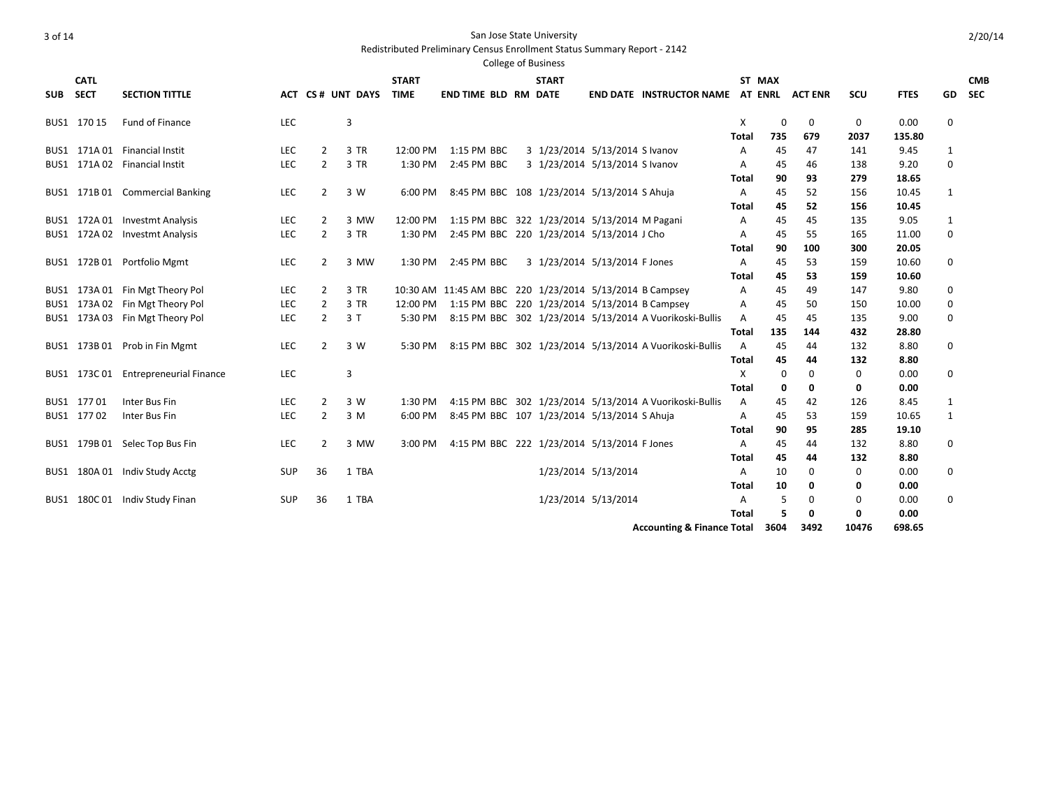San Jose State University

Redistributed Preliminary Census Enrollment Status Summary Report - 2142

College of Business

| SUB | CATL SECT | SECTION TITTLE | ACT | CS # | UNT | DAYS | START TIME | END TIME | BLD | RM | START DATE | END DATE | INSTRUCTOR NAME | ST AT | MAX ENRL | ACT ENR | SCU | FTES | GD | CMB SEC |
|---|---|---|---|---|---|---|---|---|---|---|---|---|---|---|---|---|---|---|---|---|
| BUS1 | 170 15 | Fund of Finance | LEC | | 3 | | | | | | | | | X | 0 | 0 | 0 | 0.00 | 0 | |
| | | | | | | | | | | | | | | **Total** | **735** | **679** | **2037** | **135.80** | | |
| BUS1 | 171A 01 | Financial Instit | LEC | 2 | 3 | TR | 12:00 PM | 1:15 PM | BBC | 3 | 1/23/2014 | 5/13/2014 | S Ivanov | A | 45 | 47 | 141 | 9.45 | 1 | |
| BUS1 | 171A 02 | Financial Instit | LEC | 2 | 3 | TR | 1:30 PM | 2:45 PM | BBC | 3 | 1/23/2014 | 5/13/2014 | S Ivanov | A | 45 | 46 | 138 | 9.20 | 0 | |
| | | | | | | | | | | | | | | **Total** | **90** | **93** | **279** | **18.65** | | |
| BUS1 | 171B 01 | Commercial Banking | LEC | 2 | 3 | W | 6:00 PM | 8:45 PM | BBC | 108 | 1/23/2014 | 5/13/2014 | S Ahuja | A | 45 | 52 | 156 | 10.45 | 1 | |
| | | | | | | | | | | | | | | **Total** | **45** | **52** | **156** | **10.45** | | |
| BUS1 | 172A 01 | Investmt Analysis | LEC | 2 | 3 | MW | 12:00 PM | 1:15 PM | BBC | 322 | 1/23/2014 | 5/13/2014 | M Pagani | A | 45 | 45 | 135 | 9.05 | 1 | |
| BUS1 | 172A 02 | Investmt Analysis | LEC | 2 | 3 | TR | 1:30 PM | 2:45 PM | BBC | 220 | 1/23/2014 | 5/13/2014 | J Cho | A | 45 | 55 | 165 | 11.00 | 0 | |
| | | | | | | | | | | | | | | **Total** | **90** | **100** | **300** | **20.05** | | |
| BUS1 | 172B 01 | Portfolio Mgmt | LEC | 2 | 3 | MW | 1:30 PM | 2:45 PM | BBC | 3 | 1/23/2014 | 5/13/2014 | F Jones | A | 45 | 53 | 159 | 10.60 | 0 | |
| | | | | | | | | | | | | | | **Total** | **45** | **53** | **159** | **10.60** | | |
| BUS1 | 173A 01 | Fin Mgt Theory Pol | LEC | 2 | 3 | TR | 10:30 AM | 11:45 AM | BBC | 220 | 1/23/2014 | 5/13/2014 | B Campsey | A | 45 | 49 | 147 | 9.80 | 0 | |
| BUS1 | 173A 02 | Fin Mgt Theory Pol | LEC | 2 | 3 | TR | 12:00 PM | 1:15 PM | BBC | 220 | 1/23/2014 | 5/13/2014 | B Campsey | A | 45 | 50 | 150 | 10.00 | 0 | |
| BUS1 | 173A 03 | Fin Mgt Theory Pol | LEC | 2 | 3 | T | 5:30 PM | 8:15 PM | BBC | 302 | 1/23/2014 | 5/13/2014 | A Vuorikoski-Bullis | A | 45 | 45 | 135 | 9.00 | 0 | |
| | | | | | | | | | | | | | | **Total** | **135** | **144** | **432** | **28.80** | | |
| BUS1 | 173B 01 | Prob in Fin Mgmt | LEC | 2 | 3 | W | 5:30 PM | 8:15 PM | BBC | 302 | 1/23/2014 | 5/13/2014 | A Vuorikoski-Bullis | A | 45 | 44 | 132 | 8.80 | 0 | |
| | | | | | | | | | | | | | | **Total** | **45** | **44** | **132** | **8.80** | | |
| BUS1 | 173C 01 | Entrepreneurial Finance | LEC | | 3 | | | | | | | | | X | 0 | 0 | 0 | 0.00 | 0 | |
| | | | | | | | | | | | | | | **Total** | **0** | **0** | **0** | **0.00** | | |
| BUS1 | 177 01 | Inter Bus Fin | LEC | 2 | 3 | W | 1:30 PM | 4:15 PM | BBC | 302 | 1/23/2014 | 5/13/2014 | A Vuorikoski-Bullis | A | 45 | 42 | 126 | 8.45 | 1 | |
| BUS1 | 177 02 | Inter Bus Fin | LEC | 2 | 3 | M | 6:00 PM | 8:45 PM | BBC | 107 | 1/23/2014 | 5/13/2014 | S Ahuja | A | 45 | 53 | 159 | 10.65 | 1 | |
| | | | | | | | | | | | | | | **Total** | **90** | **95** | **285** | **19.10** | | |
| BUS1 | 179B 01 | Selec Top Bus Fin | LEC | 2 | 3 | MW | 3:00 PM | 4:15 PM | BBC | 222 | 1/23/2014 | 5/13/2014 | F Jones | A | 45 | 44 | 132 | 8.80 | 0 | |
| | | | | | | | | | | | | | | **Total** | **45** | **44** | **132** | **8.80** | | |
| BUS1 | 180A 01 | Indiv Study Acctg | SUP | 36 | 1 | TBA | | | | | 1/23/2014 | 5/13/2014 | | A | 10 | 0 | 0 | 0.00 | 0 | |
| | | | | | | | | | | | | | | **Total** | **10** | **0** | **0** | **0.00** | | |
| BUS1 | 180C 01 | Indiv Study Finan | SUP | 36 | 1 | TBA | | | | | 1/23/2014 | 5/13/2014 | | A | 5 | 0 | 0 | 0.00 | 0 | |
| | | | | | | | | | | | | | | **Total** | **5** | **0** | **0** | **0.00** | | |
| | | | | | | | | | | | | | **Accounting & Finance Total** | | **3604** | **3492** | **10476** | **698.65** | | |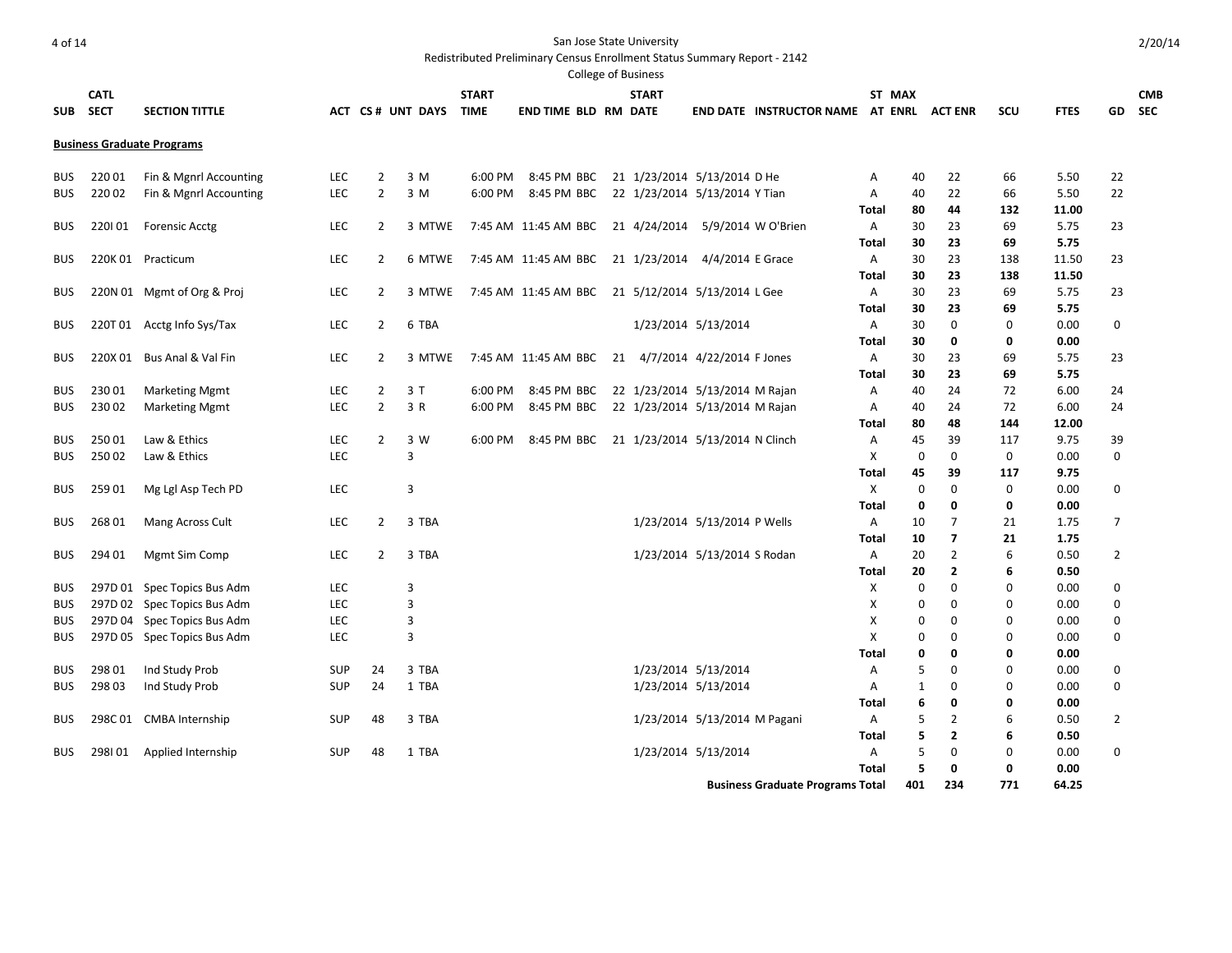San Jose State University

Redistributed Preliminary Census Enrollment Status Summary Report - 2142

College of Business

2/20/14

| SUB | CATL SECT | SECTION TITTLE | ACT | CS # | UNT | DAYS | START TIME | END TIME | BLD | RM | START DATE | END DATE | INSTRUCTOR NAME | ST AT | MAX ENRL | ACT ENR | SCU | FTES | GD | CMB SEC |
|---|---|---|---|---|---|---|---|---|---|---|---|---|---|---|---|---|---|---|---|---|
| **Business Graduate Programs** | | | | | | | | | | | | | | | | | | | | |
| BUS | 220 01 | Fin & Mgnrl Accounting | LEC | 2 | 3 | M | 6:00 PM | 8:45 PM | BBC | 21 | 1/23/2014 | 5/13/2014 | D He | A | 40 | 22 | 66 | 5.50 | 22 | |
| BUS | 220 02 | Fin & Mgnrl Accounting | LEC | 2 | 3 | M | 6:00 PM | 8:45 PM | BBC | 22 | 1/23/2014 | 5/13/2014 | Y Tian | A | 40 | 22 | 66 | 5.50 | 22 | |
| | | | | | | | | | | | | | | **Total** | **80** | **44** | **132** | **11.00** | | |
| BUS | 220I 01 | Forensic Acctg | LEC | 2 | 3 | MTWE | 7:45 AM | 11:45 AM | BBC | 21 | 4/24/2014 | 5/9/2014 | W O'Brien | A | 30 | 23 | 69 | 5.75 | 23 | |
| | | | | | | | | | | | | | | **Total** | **30** | **23** | **69** | **5.75** | | |
| BUS | 220K 01 | Practicum | LEC | 2 | 6 | MTWE | 7:45 AM | 11:45 AM | BBC | 21 | 1/23/2014 | 4/4/2014 | E Grace | A | 30 | 23 | 138 | 11.50 | 23 | |
| | | | | | | | | | | | | | | **Total** | **30** | **23** | **138** | **11.50** | | |
| BUS | 220N 01 | Mgmt of Org & Proj | LEC | 2 | 3 | MTWE | 7:45 AM | 11:45 AM | BBC | 21 | 5/12/2014 | 5/13/2014 | L Gee | A | 30 | 23 | 69 | 5.75 | 23 | |
| | | | | | | | | | | | | | | **Total** | **30** | **23** | **69** | **5.75** | | |
| BUS | 220T 01 | Acctg Info Sys/Tax | LEC | 2 | 6 | TBA | | | | | 1/23/2014 | 5/13/2014 | | A | 30 | 0 | 0 | 0.00 | 0 | |
| | | | | | | | | | | | | | | **Total** | **30** | **0** | **0** | **0.00** | | |
| BUS | 220X 01 | Bus Anal & Val Fin | LEC | 2 | 3 | MTWE | 7:45 AM | 11:45 AM | BBC | 21 | 4/7/2014 | 4/22/2014 | F Jones | A | 30 | 23 | 69 | 5.75 | 23 | |
| | | | | | | | | | | | | | | **Total** | **30** | **23** | **69** | **5.75** | | |
| BUS | 230 01 | Marketing Mgmt | LEC | 2 | 3 | T | 6:00 PM | 8:45 PM | BBC | 22 | 1/23/2014 | 5/13/2014 | M Rajan | A | 40 | 24 | 72 | 6.00 | 24 | |
| BUS | 230 02 | Marketing Mgmt | LEC | 2 | 3 | R | 6:00 PM | 8:45 PM | BBC | 22 | 1/23/2014 | 5/13/2014 | M Rajan | A | 40 | 24 | 72 | 6.00 | 24 | |
| | | | | | | | | | | | | | | **Total** | **80** | **48** | **144** | **12.00** | | |
| BUS | 250 01 | Law & Ethics | LEC | 2 | 3 | W | 6:00 PM | 8:45 PM | BBC | 21 | 1/23/2014 | 5/13/2014 | N Clinch | A | 45 | 39 | 117 | 9.75 | 39 | |
| BUS | 250 02 | Law & Ethics | LEC | | 3 | | | | | | | | | X | 0 | 0 | 0 | 0.00 | 0 | |
| | | | | | | | | | | | | | | **Total** | **45** | **39** | **117** | **9.75** | | |
| BUS | 259 01 | Mg Lgl Asp Tech PD | LEC | | 3 | | | | | | | | | X | 0 | 0 | 0 | 0.00 | 0 | |
| | | | | | | | | | | | | | | **Total** | **0** | **0** | **0** | **0.00** | | |
| BUS | 268 01 | Mang Across Cult | LEC | 2 | 3 | TBA | | | | | 1/23/2014 | 5/13/2014 | P Wells | A | 10 | 7 | 21 | 1.75 | 7 | |
| | | | | | | | | | | | | | | **Total** | **10** | **7** | **21** | **1.75** | | |
| BUS | 294 01 | Mgmt Sim Comp | LEC | 2 | 3 | TBA | | | | | 1/23/2014 | 5/13/2014 | S Rodan | A | 20 | 2 | 6 | 0.50 | 2 | |
| | | | | | | | | | | | | | | **Total** | **20** | **2** | **6** | **0.50** | | |
| BUS | 297D 01 | Spec Topics Bus Adm | LEC | | 3 | | | | | | | | | X | 0 | 0 | 0 | 0.00 | 0 | |
| BUS | 297D 02 | Spec Topics Bus Adm | LEC | | 3 | | | | | | | | | X | 0 | 0 | 0 | 0.00 | 0 | |
| BUS | 297D 04 | Spec Topics Bus Adm | LEC | | 3 | | | | | | | | | X | 0 | 0 | 0 | 0.00 | 0 | |
| BUS | 297D 05 | Spec Topics Bus Adm | LEC | | 3 | | | | | | | | | X | 0 | 0 | 0 | 0.00 | 0 | |
| | | | | | | | | | | | | | | **Total** | **0** | **0** | **0** | **0.00** | | |
| BUS | 298 01 | Ind Study Prob | SUP | 24 | 3 | TBA | | | | | 1/23/2014 | 5/13/2014 | | A | 5 | 0 | 0 | 0.00 | 0 | |
| BUS | 298 03 | Ind Study Prob | SUP | 24 | 1 | TBA | | | | | 1/23/2014 | 5/13/2014 | | A | 1 | 0 | 0 | 0.00 | 0 | |
| | | | | | | | | | | | | | | **Total** | **6** | **0** | **0** | **0.00** | | |
| BUS | 298C 01 | CMBA Internship | SUP | 48 | 3 | TBA | | | | | 1/23/2014 | 5/13/2014 | M Pagani | A | 5 | 2 | 6 | 0.50 | 2 | |
| | | | | | | | | | | | | | | **Total** | **5** | **2** | **6** | **0.50** | | |
| BUS | 298I 01 | Applied Internship | SUP | 48 | 1 | TBA | | | | | 1/23/2014 | 5/13/2014 | | A | 5 | 0 | 0 | 0.00 | 0 | |
| | | | | | | | | | | | | | | **Total** | **5** | **0** | **0** | **0.00** | | |
| | | | | | | | | | | | | | **Business Graduate Programs Total** | | **401** | **234** | **771** | **64.25** | | |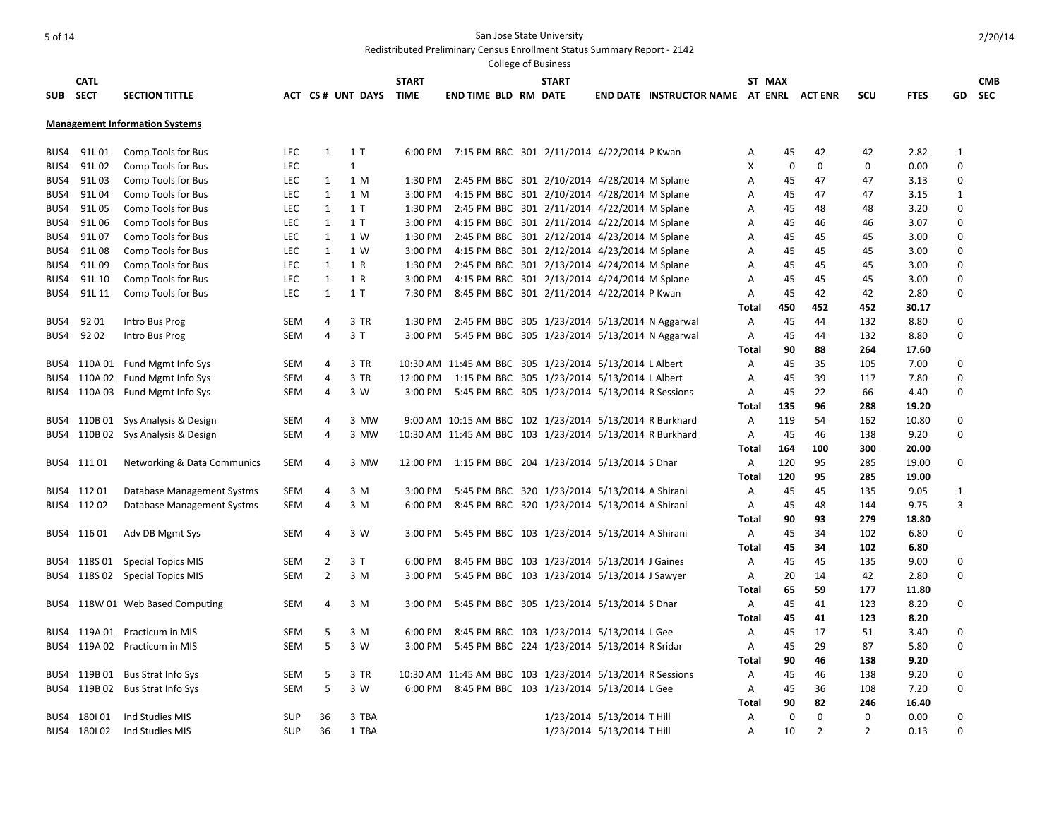San Jose State University

Redistributed Preliminary Census Enrollment Status Summary Report - 2142

College of Business

| SUB | CATL SECT | SECTION TITTLE | ACT | CS # | UNT | DAYS | START TIME | END TIME | BLD | RM | START DATE | END DATE | INSTRUCTOR NAME | ST AT | MAX ENRL | ACT ENR | SCU | FTES | GD | CMB SEC |
|---|---|---|---|---|---|---|---|---|---|---|---|---|---|---|---|---|---|---|---|---|
| **Management Information Systems** | | | | | | | | | | | | | | | | | | | | |
| BUS4 | 91L 01 | Comp Tools for Bus | LEC | 1 | 1 | T | 6:00 PM | 7:15 PM | BBC | 301 | 2/11/2014 | 4/22/2014 | P Kwan | A | 45 | 42 | 42 | 2.82 | 1 | |
| BUS4 | 91L 02 | Comp Tools for Bus | LEC | | 1 | | | | | | | | | X | 0 | 0 | 0 | 0.00 | 0 | |
| BUS4 | 91L 03 | Comp Tools for Bus | LEC | 1 | 1 | M | 1:30 PM | 2:45 PM | BBC | 301 | 2/10/2014 | 4/28/2014 | M Splane | A | 45 | 47 | 47 | 3.13 | 0 | |
| BUS4 | 91L 04 | Comp Tools for Bus | LEC | 1 | 1 | M | 3:00 PM | 4:15 PM | BBC | 301 | 2/10/2014 | 4/28/2014 | M Splane | A | 45 | 47 | 47 | 3.15 | 1 | |
| BUS4 | 91L 05 | Comp Tools for Bus | LEC | 1 | 1 | T | 1:30 PM | 2:45 PM | BBC | 301 | 2/11/2014 | 4/22/2014 | M Splane | A | 45 | 48 | 48 | 3.20 | 0 | |
| BUS4 | 91L 06 | Comp Tools for Bus | LEC | 1 | 1 | T | 3:00 PM | 4:15 PM | BBC | 301 | 2/11/2014 | 4/22/2014 | M Splane | A | 45 | 46 | 46 | 3.07 | 0 | |
| BUS4 | 91L 07 | Comp Tools for Bus | LEC | 1 | 1 | W | 1:30 PM | 2:45 PM | BBC | 301 | 2/12/2014 | 4/23/2014 | M Splane | A | 45 | 45 | 45 | 3.00 | 0 | |
| BUS4 | 91L 08 | Comp Tools for Bus | LEC | 1 | 1 | W | 3:00 PM | 4:15 PM | BBC | 301 | 2/12/2014 | 4/23/2014 | M Splane | A | 45 | 45 | 45 | 3.00 | 0 | |
| BUS4 | 91L 09 | Comp Tools for Bus | LEC | 1 | 1 | R | 1:30 PM | 2:45 PM | BBC | 301 | 2/13/2014 | 4/24/2014 | M Splane | A | 45 | 45 | 45 | 3.00 | 0 | |
| BUS4 | 91L 10 | Comp Tools for Bus | LEC | 1 | 1 | R | 3:00 PM | 4:15 PM | BBC | 301 | 2/13/2014 | 4/24/2014 | M Splane | A | 45 | 45 | 45 | 3.00 | 0 | |
| BUS4 | 91L 11 | Comp Tools for Bus | LEC | 1 | 1 | T | 7:30 PM | 8:45 PM | BBC | 301 | 2/11/2014 | 4/22/2014 | P Kwan | A | 45 | 42 | 42 | 2.80 | 0 | |
| | | | | | | | | | | | | | | **Total** | **450** | **452** | **452** | **30.17** | | |
| BUS4 | 92 01 | Intro Bus Prog | SEM | 4 | 3 | TR | 1:30 PM | 2:45 PM | BBC | 305 | 1/23/2014 | 5/13/2014 | N Aggarwal | A | 45 | 44 | 132 | 8.80 | 0 | |
| BUS4 | 92 02 | Intro Bus Prog | SEM | 4 | 3 | T | 3:00 PM | 5:45 PM | BBC | 305 | 1/23/2014 | 5/13/2014 | N Aggarwal | A | 45 | 44 | 132 | 8.80 | 0 | |
| | | | | | | | | | | | | | | **Total** | **90** | **88** | **264** | **17.60** | | |
| BUS4 | 110A 01 | Fund Mgmt Info Sys | SEM | 4 | 3 | TR | 10:30 AM | 11:45 AM | BBC | 305 | 1/23/2014 | 5/13/2014 | L Albert | A | 45 | 35 | 105 | 7.00 | 0 | |
| BUS4 | 110A 02 | Fund Mgmt Info Sys | SEM | 4 | 3 | TR | 12:00 PM | 1:15 PM | BBC | 305 | 1/23/2014 | 5/13/2014 | L Albert | A | 45 | 39 | 117 | 7.80 | 0 | |
| BUS4 | 110A 03 | Fund Mgmt Info Sys | SEM | 4 | 3 | W | 3:00 PM | 5:45 PM | BBC | 305 | 1/23/2014 | 5/13/2014 | R Sessions | A | 45 | 22 | 66 | 4.40 | 0 | |
| | | | | | | | | | | | | | | **Total** | **135** | **96** | **288** | **19.20** | | |
| BUS4 | 110B 01 | Sys Analysis & Design | SEM | 4 | 3 | MW | 9:00 AM | 10:15 AM | BBC | 102 | 1/23/2014 | 5/13/2014 | R Burkhard | A | 119 | 54 | 162 | 10.80 | 0 | |
| BUS4 | 110B 02 | Sys Analysis & Design | SEM | 4 | 3 | MW | 10:30 AM | 11:45 AM | BBC | 103 | 1/23/2014 | 5/13/2014 | R Burkhard | A | 45 | 46 | 138 | 9.20 | 0 | |
| | | | | | | | | | | | | | | **Total** | **164** | **100** | **300** | **20.00** | | |
| BUS4 | 111 01 | Networking & Data Communics | SEM | 4 | 3 | MW | 12:00 PM | 1:15 PM | BBC | 204 | 1/23/2014 | 5/13/2014 | S Dhar | A | 120 | 95 | 285 | 19.00 | 0 | |
| | | | | | | | | | | | | | | **Total** | **120** | **95** | **285** | **19.00** | | |
| BUS4 | 112 01 | Database Management Systms | SEM | 4 | 3 | M | 3:00 PM | 5:45 PM | BBC | 320 | 1/23/2014 | 5/13/2014 | A Shirani | A | 45 | 45 | 135 | 9.05 | 1 | |
| BUS4 | 112 02 | Database Management Systms | SEM | 4 | 3 | M | 6:00 PM | 8:45 PM | BBC | 320 | 1/23/2014 | 5/13/2014 | A Shirani | A | 45 | 48 | 144 | 9.75 | 3 | |
| | | | | | | | | | | | | | | **Total** | **90** | **93** | **279** | **18.80** | | |
| BUS4 | 116 01 | Adv DB Mgmt Sys | SEM | 4 | 3 | W | 3:00 PM | 5:45 PM | BBC | 103 | 1/23/2014 | 5/13/2014 | A Shirani | A | 45 | 34 | 102 | 6.80 | 0 | |
| | | | | | | | | | | | | | | **Total** | **45** | **34** | **102** | **6.80** | | |
| BUS4 | 118S 01 | Special Topics MIS | SEM | 2 | 3 | T | 6:00 PM | 8:45 PM | BBC | 103 | 1/23/2014 | 5/13/2014 | J Gaines | A | 45 | 45 | 135 | 9.00 | 0 | |
| BUS4 | 118S 02 | Special Topics MIS | SEM | 2 | 3 | M | 3:00 PM | 5:45 PM | BBC | 103 | 1/23/2014 | 5/13/2014 | J Sawyer | A | 20 | 14 | 42 | 2.80 | 0 | |
| | | | | | | | | | | | | | | **Total** | **65** | **59** | **177** | **11.80** | | |
| BUS4 | 118W 01 | Web Based Computing | SEM | 4 | 3 | M | 3:00 PM | 5:45 PM | BBC | 305 | 1/23/2014 | 5/13/2014 | S Dhar | A | 45 | 41 | 123 | 8.20 | 0 | |
| | | | | | | | | | | | | | | **Total** | **45** | **41** | **123** | **8.20** | | |
| BUS4 | 119A 01 | Practicum in MIS | SEM | 5 | 3 | M | 6:00 PM | 8:45 PM | BBC | 103 | 1/23/2014 | 5/13/2014 | L Gee | A | 45 | 17 | 51 | 3.40 | 0 | |
| BUS4 | 119A 02 | Practicum in MIS | SEM | 5 | 3 | W | 3:00 PM | 5:45 PM | BBC | 224 | 1/23/2014 | 5/13/2014 | R Sridar | A | 45 | 29 | 87 | 5.80 | 0 | |
| | | | | | | | | | | | | | | **Total** | **90** | **46** | **138** | **9.20** | | |
| BUS4 | 119B 01 | Bus Strat Info Sys | SEM | 5 | 3 | TR | 10:30 AM | 11:45 AM | BBC | 103 | 1/23/2014 | 5/13/2014 | R Sessions | A | 45 | 46 | 138 | 9.20 | 0 | |
| BUS4 | 119B 02 | Bus Strat Info Sys | SEM | 5 | 3 | W | 6:00 PM | 8:45 PM | BBC | 103 | 1/23/2014 | 5/13/2014 | L Gee | A | 45 | 36 | 108 | 7.20 | 0 | |
| | | | | | | | | | | | | | | **Total** | **90** | **82** | **246** | **16.40** | | |
| BUS4 | 180I 01 | Ind Studies MIS | SUP | 36 | 3 | TBA | | | | | 1/23/2014 | 5/13/2014 | T Hill | A | 0 | 0 | 0 | 0.00 | 0 | |
| BUS4 | 180I 02 | Ind Studies MIS | SUP | 36 | 1 | TBA | | | | | 1/23/2014 | 5/13/2014 | T Hill | A | 10 | 2 | 2 | 0.13 | 0 | |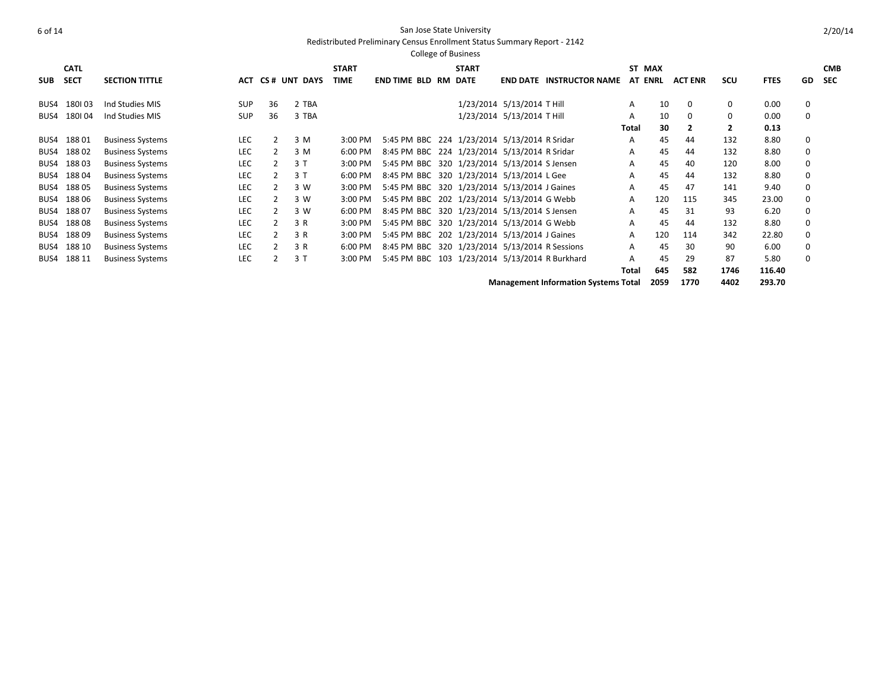San Jose State University

Redistributed Preliminary Census Enrollment Status Summary Report - 2142

College of Business

| SUB | CATL SECT | SECTION TITTLE | ACT | CS # | UNT | DAYS | START TIME | END TIME | BLD | RM | START DATE | END DATE | INSTRUCTOR NAME | ST AT | MAX ENRL | ACT ENR | SCU | FTES | GD | CMB SEC |
|---|---|---|---|---|---|---|---|---|---|---|---|---|---|---|---|---|---|---|---|---|
| BUS4 | 180I 03 | Ind Studies MIS | SUP | 36 | 2 | TBA | | | | | 1/23/2014 | 5/13/2014 | T Hill | A | 10 | 0 | 0 | 0.00 | 0 | |
| BUS4 | 180I 04 | Ind Studies MIS | SUP | 36 | 3 | TBA | | | | | 1/23/2014 | 5/13/2014 | T Hill | A | 10 | 0 | 0 | 0.00 | 0 | |
| | | | | | | | | | | | | | | **Total** | **30** | **2** | **2** | **0.13** | | |
| BUS4 | 188 01 | Business Systems | LEC | 2 | 3 | M | 3:00 PM | 5:45 PM | BBC | 224 | 1/23/2014 | 5/13/2014 | R Sridar | A | 45 | 44 | 132 | 8.80 | 0 | |
| BUS4 | 188 02 | Business Systems | LEC | 2 | 3 | M | 6:00 PM | 8:45 PM | BBC | 224 | 1/23/2014 | 5/13/2014 | R Sridar | A | 45 | 44 | 132 | 8.80 | 0 | |
| BUS4 | 188 03 | Business Systems | LEC | 2 | 3 | T | 3:00 PM | 5:45 PM | BBC | 320 | 1/23/2014 | 5/13/2014 | S Jensen | A | 45 | 40 | 120 | 8.00 | 0 | |
| BUS4 | 188 04 | Business Systems | LEC | 2 | 3 | T | 6:00 PM | 8:45 PM | BBC | 320 | 1/23/2014 | 5/13/2014 | L Gee | A | 45 | 44 | 132 | 8.80 | 0 | |
| BUS4 | 188 05 | Business Systems | LEC | 2 | 3 | W | 3:00 PM | 5:45 PM | BBC | 320 | 1/23/2014 | 5/13/2014 | J Gaines | A | 45 | 47 | 141 | 9.40 | 0 | |
| BUS4 | 188 06 | Business Systems | LEC | 2 | 3 | W | 3:00 PM | 5:45 PM | BBC | 202 | 1/23/2014 | 5/13/2014 | G Webb | A | 120 | 115 | 345 | 23.00 | 0 | |
| BUS4 | 188 07 | Business Systems | LEC | 2 | 3 | W | 6:00 PM | 8:45 PM | BBC | 320 | 1/23/2014 | 5/13/2014 | S Jensen | A | 45 | 31 | 93 | 6.20 | 0 | |
| BUS4 | 188 08 | Business Systems | LEC | 2 | 3 | R | 3:00 PM | 5:45 PM | BBC | 320 | 1/23/2014 | 5/13/2014 | G Webb | A | 45 | 44 | 132 | 8.80 | 0 | |
| BUS4 | 188 09 | Business Systems | LEC | 2 | 3 | R | 3:00 PM | 5:45 PM | BBC | 202 | 1/23/2014 | 5/13/2014 | J Gaines | A | 120 | 114 | 342 | 22.80 | 0 | |
| BUS4 | 188 10 | Business Systems | LEC | 2 | 3 | R | 6:00 PM | 8:45 PM | BBC | 320 | 1/23/2014 | 5/13/2014 | R Sessions | A | 45 | 30 | 90 | 6.00 | 0 | |
| BUS4 | 188 11 | Business Systems | LEC | 2 | 3 | T | 3:00 PM | 5:45 PM | BBC | 103 | 1/23/2014 | 5/13/2014 | R Burkhard | A | 45 | 29 | 87 | 5.80 | 0 | |
| | | | | | | | | | | | | | | **Total** | **645** | **582** | **1746** | **116.40** | | |
| | | | | | | | | | | | | | **Management Information Systems Total** | | **2059** | **1770** | **4402** | **293.70** | | |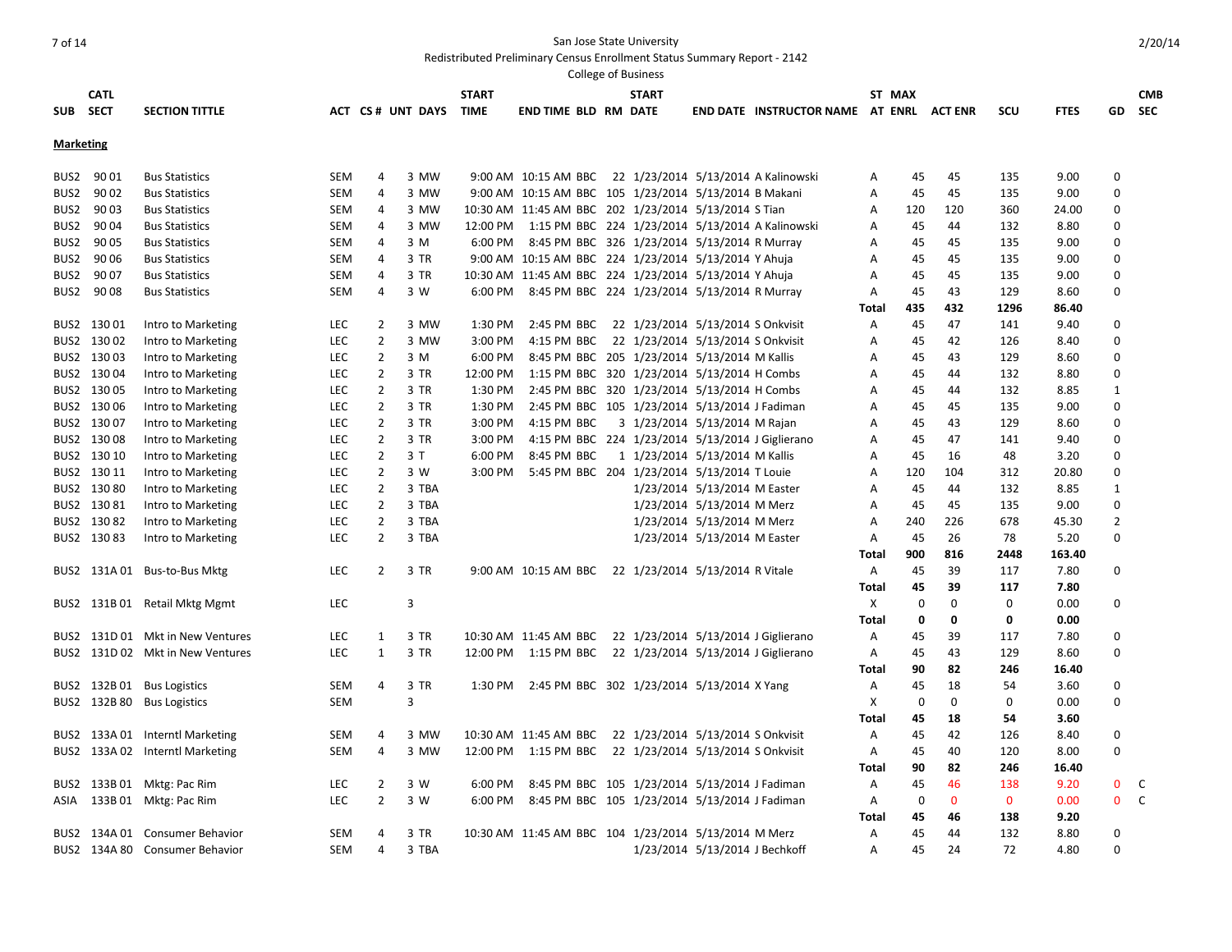San Jose State University

Redistributed Preliminary Census Enrollment Status Summary Report - 2142

College of Business

## Marketing

| SUB | CATL SECT | SECTION TITTLE | ACT | CS # | UNT | DAYS | START TIME | END TIME | BLD | RM | START DATE | END DATE | INSTRUCTOR NAME | ST AT | MAX ENRL | ACT ENR | SCU | FTES | GD | CMB SEC |
|---|---|---|---|---|---|---|---|---|---|---|---|---|---|---|---|---|---|---|---|---|
| BUS2 | 90 01 | Bus Statistics | SEM | 4 | 3 | MW | 9:00 AM | 10:15 AM | BBC | 22 | 1/23/2014 | 5/13/2014 | A Kalinowski | A | 45 | 45 | 135 | 9.00 | 0 | |
| BUS2 | 90 02 | Bus Statistics | SEM | 4 | 3 | MW | 9:00 AM | 10:15 AM | BBC | 105 | 1/23/2014 | 5/13/2014 | B Makani | A | 45 | 45 | 135 | 9.00 | 0 | |
| BUS2 | 90 03 | Bus Statistics | SEM | 4 | 3 | MW | 10:30 AM | 11:45 AM | BBC | 202 | 1/23/2014 | 5/13/2014 | S Tian | A | 120 | 120 | 360 | 24.00 | 0 | |
| BUS2 | 90 04 | Bus Statistics | SEM | 4 | 3 | MW | 12:00 PM | 1:15 PM | BBC | 224 | 1/23/2014 | 5/13/2014 | A Kalinowski | A | 45 | 44 | 132 | 8.80 | 0 | |
| BUS2 | 90 05 | Bus Statistics | SEM | 4 | 3 | M | 6:00 PM | 8:45 PM | BBC | 326 | 1/23/2014 | 5/13/2014 | R Murray | A | 45 | 45 | 135 | 9.00 | 0 | |
| BUS2 | 90 06 | Bus Statistics | SEM | 4 | 3 | TR | 9:00 AM | 10:15 AM | BBC | 224 | 1/23/2014 | 5/13/2014 | Y Ahuja | A | 45 | 45 | 135 | 9.00 | 0 | |
| BUS2 | 90 07 | Bus Statistics | SEM | 4 | 3 | TR | 10:30 AM | 11:45 AM | BBC | 224 | 1/23/2014 | 5/13/2014 | Y Ahuja | A | 45 | 45 | 135 | 9.00 | 0 | |
| BUS2 | 90 08 | Bus Statistics | SEM | 4 | 3 | W | 6:00 PM | 8:45 PM | BBC | 224 | 1/23/2014 | 5/13/2014 | R Murray | A | 45 | 43 | 129 | 8.60 | 0 | |
| | | | | | | | | | | | | | | **Total** | **435** | **432** | **1296** | **86.40** | | |
| BUS2 | 130 01 | Intro to Marketing | LEC | 2 | 3 | MW | 1:30 PM | 2:45 PM | BBC | 22 | 1/23/2014 | 5/13/2014 | S Onkvisit | A | 45 | 47 | 141 | 9.40 | 0 | |
| BUS2 | 130 02 | Intro to Marketing | LEC | 2 | 3 | MW | 3:00 PM | 4:15 PM | BBC | 22 | 1/23/2014 | 5/13/2014 | S Onkvisit | A | 45 | 42 | 126 | 8.40 | 0 | |
| BUS2 | 130 03 | Intro to Marketing | LEC | 2 | 3 | M | 6:00 PM | 8:45 PM | BBC | 205 | 1/23/2014 | 5/13/2014 | M Kallis | A | 45 | 43 | 129 | 8.60 | 0 | |
| BUS2 | 130 04 | Intro to Marketing | LEC | 2 | 3 | TR | 12:00 PM | 1:15 PM | BBC | 320 | 1/23/2014 | 5/13/2014 | H Combs | A | 45 | 44 | 132 | 8.80 | 0 | |
| BUS2 | 130 05 | Intro to Marketing | LEC | 2 | 3 | TR | 1:30 PM | 2:45 PM | BBC | 320 | 1/23/2014 | 5/13/2014 | H Combs | A | 45 | 44 | 132 | 8.85 | 1 | |
| BUS2 | 130 06 | Intro to Marketing | LEC | 2 | 3 | TR | 1:30 PM | 2:45 PM | BBC | 105 | 1/23/2014 | 5/13/2014 | J Fadiman | A | 45 | 45 | 135 | 9.00 | 0 | |
| BUS2 | 130 07 | Intro to Marketing | LEC | 2 | 3 | TR | 3:00 PM | 4:15 PM | BBC | 3 | 1/23/2014 | 5/13/2014 | M Rajan | A | 45 | 43 | 129 | 8.60 | 0 | |
| BUS2 | 130 08 | Intro to Marketing | LEC | 2 | 3 | TR | 3:00 PM | 4:15 PM | BBC | 224 | 1/23/2014 | 5/13/2014 | J Giglierano | A | 45 | 47 | 141 | 9.40 | 0 | |
| BUS2 | 130 10 | Intro to Marketing | LEC | 2 | 3 | T | 6:00 PM | 8:45 PM | BBC | 1 | 1/23/2014 | 5/13/2014 | M Kallis | A | 45 | 16 | 48 | 3.20 | 0 | |
| BUS2 | 130 11 | Intro to Marketing | LEC | 2 | 3 | W | 3:00 PM | 5:45 PM | BBC | 204 | 1/23/2014 | 5/13/2014 | T Louie | A | 120 | 104 | 312 | 20.80 | 0 | |
| BUS2 | 130 80 | Intro to Marketing | LEC | 2 | 3 | TBA | | | | | 1/23/2014 | 5/13/2014 | M Easter | A | 45 | 44 | 132 | 8.85 | 1 | |
| BUS2 | 130 81 | Intro to Marketing | LEC | 2 | 3 | TBA | | | | | 1/23/2014 | 5/13/2014 | M Merz | A | 45 | 45 | 135 | 9.00 | 0 | |
| BUS2 | 130 82 | Intro to Marketing | LEC | 2 | 3 | TBA | | | | | 1/23/2014 | 5/13/2014 | M Merz | A | 240 | 226 | 678 | 45.30 | 2 | |
| BUS2 | 130 83 | Intro to Marketing | LEC | 2 | 3 | TBA | | | | | 1/23/2014 | 5/13/2014 | M Easter | A | 45 | 26 | 78 | 5.20 | 0 | |
| | | | | | | | | | | | | | | **Total** | **900** | **816** | **2448** | **163.40** | | |
| BUS2 | 131A 01 | Bus-to-Bus Mktg | LEC | 2 | 3 | TR | 9:00 AM | 10:15 AM | BBC | 22 | 1/23/2014 | 5/13/2014 | R Vitale | A | 45 | 39 | 117 | 7.80 | 0 | |
| | | | | | | | | | | | | | | **Total** | **45** | **39** | **117** | **7.80** | | |
| BUS2 | 131B 01 | Retail Mktg Mgmt | LEC | | 3 | | | | | | | | | X | 0 | 0 | 0 | 0.00 | 0 | |
| | | | | | | | | | | | | | | **Total** | **0** | **0** | **0** | **0.00** | | |
| BUS2 | 131D 01 | Mkt in New Ventures | LEC | 1 | 3 | TR | 10:30 AM | 11:45 AM | BBC | 22 | 1/23/2014 | 5/13/2014 | J Giglierano | A | 45 | 39 | 117 | 7.80 | 0 | |
| BUS2 | 131D 02 | Mkt in New Ventures | LEC | 1 | 3 | TR | 12:00 PM | 1:15 PM | BBC | 22 | 1/23/2014 | 5/13/2014 | J Giglierano | A | 45 | 43 | 129 | 8.60 | 0 | |
| | | | | | | | | | | | | | | **Total** | **90** | **82** | **246** | **16.40** | | |
| BUS2 | 132B 01 | Bus Logistics | SEM | 4 | 3 | TR | 1:30 PM | 2:45 PM | BBC | 302 | 1/23/2014 | 5/13/2014 | X Yang | A | 45 | 18 | 54 | 3.60 | 0 | |
| BUS2 | 132B 80 | Bus Logistics | SEM | | 3 | | | | | | | | | X | 0 | 0 | 0 | 0.00 | 0 | |
| | | | | | | | | | | | | | | **Total** | **45** | **18** | **54** | **3.60** | | |
| BUS2 | 133A 01 | Interntl Marketing | SEM | 4 | 3 | MW | 10:30 AM | 11:45 AM | BBC | 22 | 1/23/2014 | 5/13/2014 | S Onkvisit | A | 45 | 42 | 126 | 8.40 | 0 | |
| BUS2 | 133A 02 | Interntl Marketing | SEM | 4 | 3 | MW | 12:00 PM | 1:15 PM | BBC | 22 | 1/23/2014 | 5/13/2014 | S Onkvisit | A | 45 | 40 | 120 | 8.00 | 0 | |
| | | | | | | | | | | | | | | **Total** | **90** | **82** | **246** | **16.40** | | |
| BUS2 | 133B 01 | Mktg: Pac Rim | LEC | 2 | 3 | W | 6:00 PM | 8:45 PM | BBC | 105 | 1/23/2014 | 5/13/2014 | J Fadiman | A | 45 | 46 | 138 | 9.20 | 0 | C |
| ASIA | 133B 01 | Mktg: Pac Rim | LEC | 2 | 3 | W | 6:00 PM | 8:45 PM | BBC | 105 | 1/23/2014 | 5/13/2014 | J Fadiman | A | 0 | 0 | 0 | 0.00 | 0 | C |
| | | | | | | | | | | | | | | **Total** | **45** | **46** | **138** | **9.20** | | |
| BUS2 | 134A 01 | Consumer Behavior | SEM | 4 | 3 | TR | 10:30 AM | 11:45 AM | BBC | 104 | 1/23/2014 | 5/13/2014 | M Merz | A | 45 | 44 | 132 | 8.80 | 0 | |
| BUS2 | 134A 80 | Consumer Behavior | SEM | 4 | 3 | TBA | | | | | 1/23/2014 | 5/13/2014 | J Bechkoff | A | 45 | 24 | 72 | 4.80 | 0 | |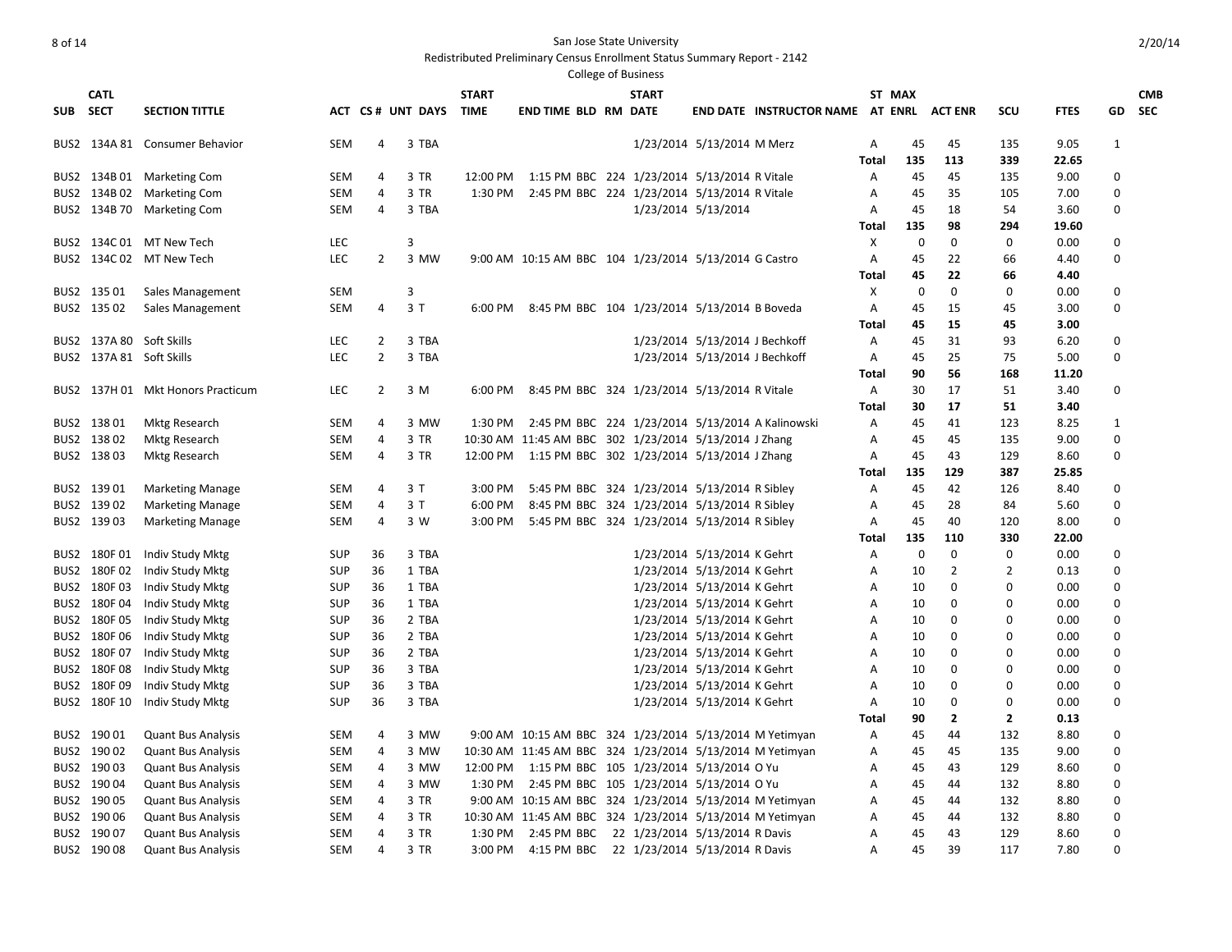San Jose State University

Redistributed Preliminary Census Enrollment Status Summary Report - 2142

College of Business

| SUB | CATL SECT | SECTION TITTLE | ACT | CS # | UNT | DAYS | START TIME | END TIME | BLD | RM | START DATE | END DATE | INSTRUCTOR NAME | ST AT | MAX ENRL | ACT ENR | SCU | FTES | GD | CMB SEC |
|---|---|---|---|---|---|---|---|---|---|---|---|---|---|---|---|---|---|---|---|---|
| BUS2 | 134A 81 | Consumer Behavior | SEM | 4 | 3 | TBA | | | | | 1/23/2014 | 5/13/2014 | M Merz | A | 45 | 45 | 135 | 9.05 | 1 | |
| | | | | | | | | | | | | | | **Total** | **135** | **113** | **339** | **22.65** | | |
| BUS2 | 134B 01 | Marketing Com | SEM | 4 | 3 | TR | 12:00 PM | 1:15 PM | BBC | 224 | 1/23/2014 | 5/13/2014 | R Vitale | A | 45 | 45 | 135 | 9.00 | 0 | |
| BUS2 | 134B 02 | Marketing Com | SEM | 4 | 3 | TR | 1:30 PM | 2:45 PM | BBC | 224 | 1/23/2014 | 5/13/2014 | R Vitale | A | 45 | 35 | 105 | 7.00 | 0 | |
| BUS2 | 134B 70 | Marketing Com | SEM | 4 | 3 | TBA | | | | | 1/23/2014 | 5/13/2014 | | A | 45 | 18 | 54 | 3.60 | 0 | |
| | | | | | | | | | | | | | | **Total** | **135** | **98** | **294** | **19.60** | | |
| BUS2 | 134C 01 | MT New Tech | LEC | | 3 | | | | | | | | | X | 0 | 0 | 0 | 0.00 | 0 | |
| BUS2 | 134C 02 | MT New Tech | LEC | 2 | 3 | MW | 9:00 AM | 10:15 AM | BBC | 104 | 1/23/2014 | 5/13/2014 | G Castro | A | 45 | 22 | 66 | 4.40 | 0 | |
| | | | | | | | | | | | | | | **Total** | **45** | **22** | **66** | **4.40** | | |
| BUS2 | 135 01 | Sales Management | SEM | | 3 | | | | | | | | | X | 0 | 0 | 0 | 0.00 | 0 | |
| BUS2 | 135 02 | Sales Management | SEM | 4 | 3 | T | 6:00 PM | 8:45 PM | BBC | 104 | 1/23/2014 | 5/13/2014 | B Boveda | A | 45 | 15 | 45 | 3.00 | 0 | |
| | | | | | | | | | | | | | | **Total** | **45** | **15** | **45** | **3.00** | | |
| BUS2 | 137A 80 | Soft Skills | LEC | 2 | 3 | TBA | | | | | 1/23/2014 | 5/13/2014 | J Bechkoff | A | 45 | 31 | 93 | 6.20 | 0 | |
| BUS2 | 137A 81 | Soft Skills | LEC | 2 | 3 | TBA | | | | | 1/23/2014 | 5/13/2014 | J Bechkoff | A | 45 | 25 | 75 | 5.00 | 0 | |
| | | | | | | | | | | | | | | **Total** | **90** | **56** | **168** | **11.20** | | |
| BUS2 | 137H 01 | Mkt Honors Practicum | LEC | 2 | 3 | M | 6:00 PM | 8:45 PM | BBC | 324 | 1/23/2014 | 5/13/2014 | R Vitale | A | 30 | 17 | 51 | 3.40 | 0 | |
| | | | | | | | | | | | | | | **Total** | **30** | **17** | **51** | **3.40** | | |
| BUS2 | 138 01 | Mktg Research | SEM | 4 | 3 | MW | 1:30 PM | 2:45 PM | BBC | 224 | 1/23/2014 | 5/13/2014 | A Kalinowski | A | 45 | 41 | 123 | 8.25 | 1 | |
| BUS2 | 138 02 | Mktg Research | SEM | 4 | 3 | TR | 10:30 AM | 11:45 AM | BBC | 302 | 1/23/2014 | 5/13/2014 | J Zhang | A | 45 | 45 | 135 | 9.00 | 0 | |
| BUS2 | 138 03 | Mktg Research | SEM | 4 | 3 | TR | 12:00 PM | 1:15 PM | BBC | 302 | 1/23/2014 | 5/13/2014 | J Zhang | A | 45 | 43 | 129 | 8.60 | 0 | |
| | | | | | | | | | | | | | | **Total** | **135** | **129** | **387** | **25.85** | | |
| BUS2 | 139 01 | Marketing Manage | SEM | 4 | 3 | T | 3:00 PM | 5:45 PM | BBC | 324 | 1/23/2014 | 5/13/2014 | R Sibley | A | 45 | 42 | 126 | 8.40 | 0 | |
| BUS2 | 139 02 | Marketing Manage | SEM | 4 | 3 | T | 6:00 PM | 8:45 PM | BBC | 324 | 1/23/2014 | 5/13/2014 | R Sibley | A | 45 | 28 | 84 | 5.60 | 0 | |
| BUS2 | 139 03 | Marketing Manage | SEM | 4 | 3 | W | 3:00 PM | 5:45 PM | BBC | 324 | 1/23/2014 | 5/13/2014 | R Sibley | A | 45 | 40 | 120 | 8.00 | 0 | |
| | | | | | | | | | | | | | | **Total** | **135** | **110** | **330** | **22.00** | | |
| BUS2 | 180F 01 | Indiv Study Mktg | SUP | 36 | 3 | TBA | | | | | 1/23/2014 | 5/13/2014 | K Gehrt | A | 0 | 0 | 0 | 0.00 | 0 | |
| BUS2 | 180F 02 | Indiv Study Mktg | SUP | 36 | 1 | TBA | | | | | 1/23/2014 | 5/13/2014 | K Gehrt | A | 10 | 2 | 2 | 0.13 | 0 | |
| BUS2 | 180F 03 | Indiv Study Mktg | SUP | 36 | 1 | TBA | | | | | 1/23/2014 | 5/13/2014 | K Gehrt | A | 10 | 0 | 0 | 0.00 | 0 | |
| BUS2 | 180F 04 | Indiv Study Mktg | SUP | 36 | 1 | TBA | | | | | 1/23/2014 | 5/13/2014 | K Gehrt | A | 10 | 0 | 0 | 0.00 | 0 | |
| BUS2 | 180F 05 | Indiv Study Mktg | SUP | 36 | 2 | TBA | | | | | 1/23/2014 | 5/13/2014 | K Gehrt | A | 10 | 0 | 0 | 0.00 | 0 | |
| BUS2 | 180F 06 | Indiv Study Mktg | SUP | 36 | 2 | TBA | | | | | 1/23/2014 | 5/13/2014 | K Gehrt | A | 10 | 0 | 0 | 0.00 | 0 | |
| BUS2 | 180F 07 | Indiv Study Mktg | SUP | 36 | 2 | TBA | | | | | 1/23/2014 | 5/13/2014 | K Gehrt | A | 10 | 0 | 0 | 0.00 | 0 | |
| BUS2 | 180F 08 | Indiv Study Mktg | SUP | 36 | 3 | TBA | | | | | 1/23/2014 | 5/13/2014 | K Gehrt | A | 10 | 0 | 0 | 0.00 | 0 | |
| BUS2 | 180F 09 | Indiv Study Mktg | SUP | 36 | 3 | TBA | | | | | 1/23/2014 | 5/13/2014 | K Gehrt | A | 10 | 0 | 0 | 0.00 | 0 | |
| BUS2 | 180F 10 | Indiv Study Mktg | SUP | 36 | 3 | TBA | | | | | 1/23/2014 | 5/13/2014 | K Gehrt | A | 10 | 0 | 0 | 0.00 | 0 | |
| | | | | | | | | | | | | | | **Total** | **90** | **2** | **2** | **0.13** | | |
| BUS2 | 190 01 | Quant Bus Analysis | SEM | 4 | 3 | MW | 9:00 AM | 10:15 AM | BBC | 324 | 1/23/2014 | 5/13/2014 | M Yetimyan | A | 45 | 44 | 132 | 8.80 | 0 | |
| BUS2 | 190 02 | Quant Bus Analysis | SEM | 4 | 3 | MW | 10:30 AM | 11:45 AM | BBC | 324 | 1/23/2014 | 5/13/2014 | M Yetimyan | A | 45 | 45 | 135 | 9.00 | 0 | |
| BUS2 | 190 03 | Quant Bus Analysis | SEM | 4 | 3 | MW | 12:00 PM | 1:15 PM | BBC | 105 | 1/23/2014 | 5/13/2014 | O Yu | A | 45 | 43 | 129 | 8.60 | 0 | |
| BUS2 | 190 04 | Quant Bus Analysis | SEM | 4 | 3 | MW | 1:30 PM | 2:45 PM | BBC | 105 | 1/23/2014 | 5/13/2014 | O Yu | A | 45 | 44 | 132 | 8.80 | 0 | |
| BUS2 | 190 05 | Quant Bus Analysis | SEM | 4 | 3 | TR | 9:00 AM | 10:15 AM | BBC | 324 | 1/23/2014 | 5/13/2014 | M Yetimyan | A | 45 | 44 | 132 | 8.80 | 0 | |
| BUS2 | 190 06 | Quant Bus Analysis | SEM | 4 | 3 | TR | 10:30 AM | 11:45 AM | BBC | 324 | 1/23/2014 | 5/13/2014 | M Yetimyan | A | 45 | 44 | 132 | 8.80 | 0 | |
| BUS2 | 190 07 | Quant Bus Analysis | SEM | 4 | 3 | TR | 1:30 PM | 2:45 PM | BBC | 22 | 1/23/2014 | 5/13/2014 | R Davis | A | 45 | 43 | 129 | 8.60 | 0 | |
| BUS2 | 190 08 | Quant Bus Analysis | SEM | 4 | 3 | TR | 3:00 PM | 4:15 PM | BBC | 22 | 1/23/2014 | 5/13/2014 | R Davis | A | 45 | 39 | 117 | 7.80 | 0 | |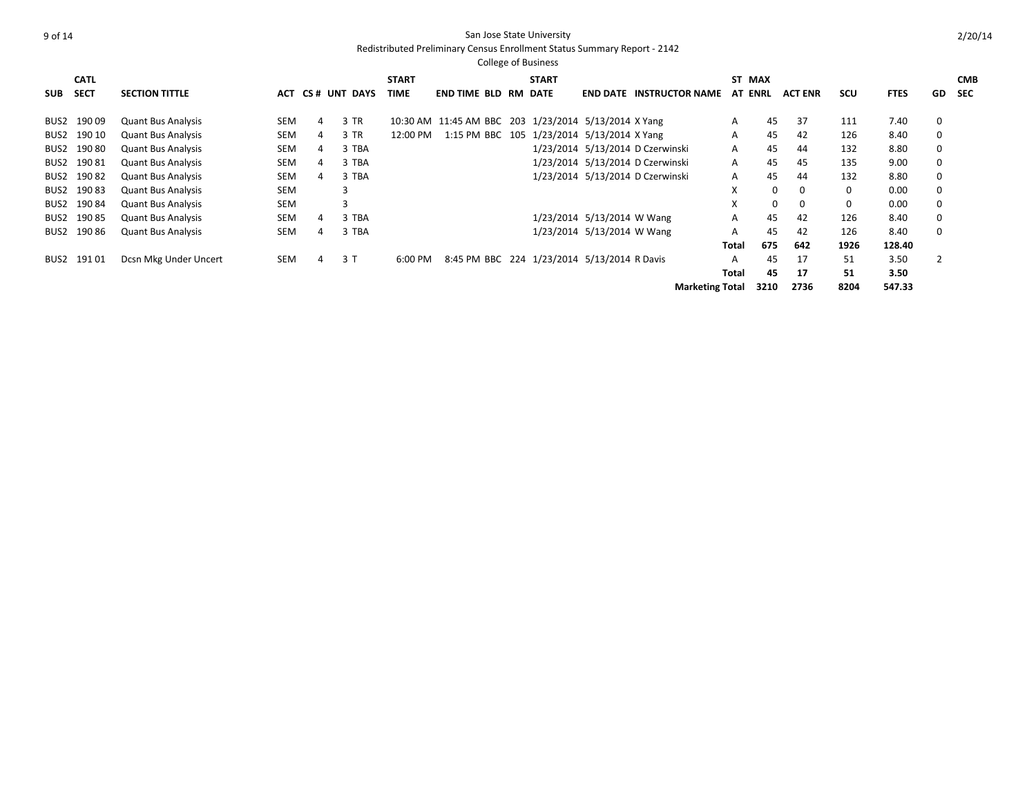San Jose State University

Redistributed Preliminary Census Enrollment Status Summary Report - 2142

College of Business

| SUB | CATL SECT | SECTION TITTLE | ACT | CS # | UNT | DAYS | START TIME | END TIME | BLD | RM | START DATE | END DATE | INSTRUCTOR NAME | ST AT | MAX ENRL | ACT ENR | SCU | FTES | GD | CMB SEC |
|---|---|---|---|---|---|---|---|---|---|---|---|---|---|---|---|---|---|---|---|---|
| BUS2 | 190 09 | Quant Bus Analysis | SEM | 4 | 3 | TR | 10:30 AM | 11:45 AM | BBC | 203 | 1/23/2014 | 5/13/2014 | X Yang | A | 45 | 37 | 111 | 7.40 | 0 | |
| BUS2 | 190 10 | Quant Bus Analysis | SEM | 4 | 3 | TR | 12:00 PM | 1:15 PM | BBC | 105 | 1/23/2014 | 5/13/2014 | X Yang | A | 45 | 42 | 126 | 8.40 | 0 | |
| BUS2 | 190 80 | Quant Bus Analysis | SEM | 4 | 3 | TBA | | | | | 1/23/2014 | 5/13/2014 | D Czerwinski | A | 45 | 44 | 132 | 8.80 | 0 | |
| BUS2 | 190 81 | Quant Bus Analysis | SEM | 4 | 3 | TBA | | | | | 1/23/2014 | 5/13/2014 | D Czerwinski | A | 45 | 45 | 135 | 9.00 | 0 | |
| BUS2 | 190 82 | Quant Bus Analysis | SEM | 4 | 3 | TBA | | | | | 1/23/2014 | 5/13/2014 | D Czerwinski | A | 45 | 44 | 132 | 8.80 | 0 | |
| BUS2 | 190 83 | Quant Bus Analysis | SEM | | 3 | | | | | | | | | X | 0 | 0 | 0 | 0.00 | 0 | |
| BUS2 | 190 84 | Quant Bus Analysis | SEM | | 3 | | | | | | | | | X | 0 | 0 | 0 | 0.00 | 0 | |
| BUS2 | 190 85 | Quant Bus Analysis | SEM | 4 | 3 | TBA | | | | | 1/23/2014 | 5/13/2014 | W Wang | A | 45 | 42 | 126 | 8.40 | 0 | |
| BUS2 | 190 86 | Quant Bus Analysis | SEM | 4 | 3 | TBA | | | | | 1/23/2014 | 5/13/2014 | W Wang | A | 45 | 42 | 126 | 8.40 | 0 | |
| | | | | | | | | | | | | | | **Total** | **675** | **642** | **1926** | **128.40** | | |
| BUS2 | 191 01 | Dcsn Mkg Under Uncert | SEM | 4 | 3 | T | 6:00 PM | 8:45 PM | BBC | 224 | 1/23/2014 | 5/13/2014 | R Davis | A | 45 | 17 | 51 | 3.50 | 2 | |
| | | | | | | | | | | | | | | **Total** | **45** | **17** | **51** | **3.50** | | |
| | | | | | | | | | | | | | **Marketing Total** | | **3210** | **2736** | **8204** | **547.33** | | |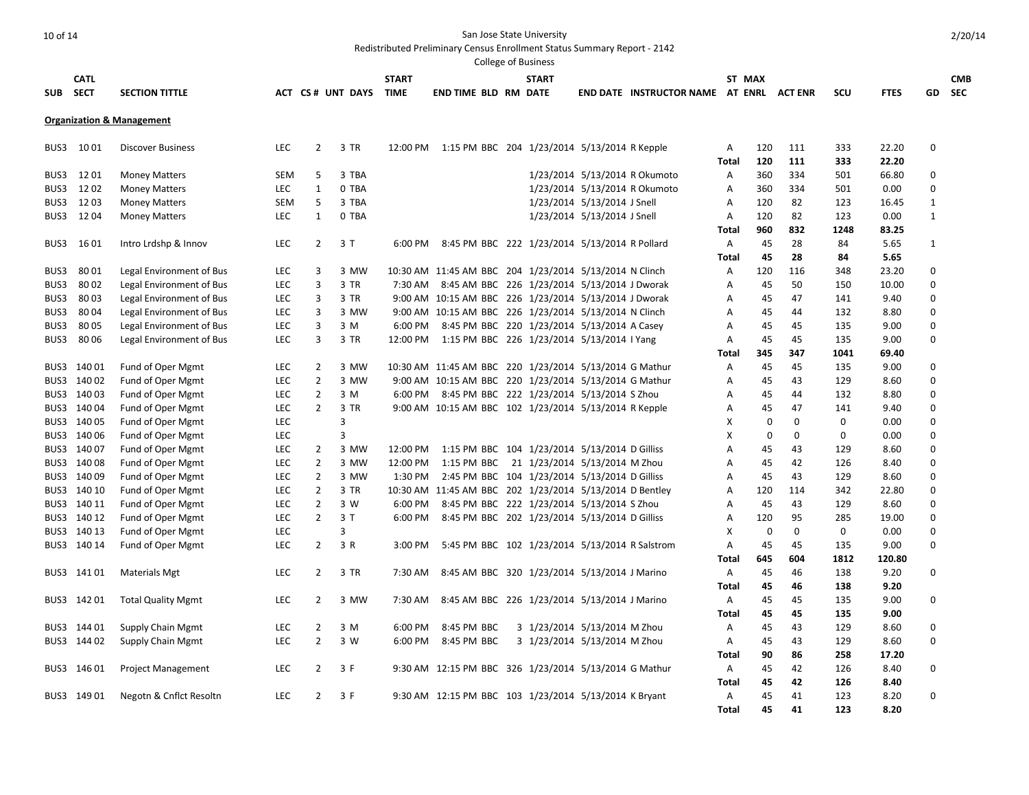San Jose State University

Redistributed Preliminary Census Enrollment Status Summary Report - 2142

College of Business

| SUB | CATL SECT | SECTION TITTLE | ACT | CS # | UNT | DAYS | START TIME | END TIME | BLD | RM | START DATE | END DATE | INSTRUCTOR NAME | ST AT | MAX ENRL | ACT ENR | SCU | FTES | GD | CMB SEC |
|---|---|---|---|---|---|---|---|---|---|---|---|---|---|---|---|---|---|---|---|---|
| **Organization & Management** | | | | | | | | | | | | | | | | | | | | |
| BUS3 | 10 01 | Discover Business | LEC | 2 | 3 | TR | 12:00 PM | 1:15 PM | BBC | 204 | 1/23/2014 | 5/13/2014 | R Kepple | A | 120 | 111 | 333 | 22.20 | 0 | |
| | | | | | | | | | | | | | | **Total** | **120** | **111** | **333** | **22.20** | | |
| BUS3 | 12 01 | Money Matters | SEM | 5 | 3 | TBA | | | | | 1/23/2014 | 5/13/2014 | R Okumoto | A | 360 | 334 | 501 | 66.80 | 0 | |
| BUS3 | 12 02 | Money Matters | LEC | 1 | 0 | TBA | | | | | 1/23/2014 | 5/13/2014 | R Okumoto | A | 360 | 334 | 501 | 0.00 | 0 | |
| BUS3 | 12 03 | Money Matters | SEM | 5 | 3 | TBA | | | | | 1/23/2014 | 5/13/2014 | J Snell | A | 120 | 82 | 123 | 16.45 | 1 | |
| BUS3 | 12 04 | Money Matters | LEC | 1 | 0 | TBA | | | | | 1/23/2014 | 5/13/2014 | J Snell | A | 120 | 82 | 123 | 0.00 | 1 | |
| | | | | | | | | | | | | | | **Total** | **960** | **832** | **1248** | **83.25** | | |
| BUS3 | 16 01 | Intro Lrdshp & Innov | LEC | 2 | 3 | T | 6:00 PM | 8:45 PM | BBC | 222 | 1/23/2014 | 5/13/2014 | R Pollard | A | 45 | 28 | 84 | 5.65 | 1 | |
| | | | | | | | | | | | | | | **Total** | **45** | **28** | **84** | **5.65** | | |
| BUS3 | 80 01 | Legal Environment of Bus | LEC | 3 | 3 | MW | 10:30 AM | 11:45 AM | BBC | 204 | 1/23/2014 | 5/13/2014 | N Clinch | A | 120 | 116 | 348 | 23.20 | 0 | |
| BUS3 | 80 02 | Legal Environment of Bus | LEC | 3 | 3 | TR | 7:30 AM | 8:45 AM | BBC | 226 | 1/23/2014 | 5/13/2014 | J Dworak | A | 45 | 50 | 150 | 10.00 | 0 | |
| BUS3 | 80 03 | Legal Environment of Bus | LEC | 3 | 3 | TR | 9:00 AM | 10:15 AM | BBC | 226 | 1/23/2014 | 5/13/2014 | J Dworak | A | 45 | 47 | 141 | 9.40 | 0 | |
| BUS3 | 80 04 | Legal Environment of Bus | LEC | 3 | 3 | MW | 9:00 AM | 10:15 AM | BBC | 226 | 1/23/2014 | 5/13/2014 | N Clinch | A | 45 | 44 | 132 | 8.80 | 0 | |
| BUS3 | 80 05 | Legal Environment of Bus | LEC | 3 | 3 | M | 6:00 PM | 8:45 PM | BBC | 220 | 1/23/2014 | 5/13/2014 | A Casey | A | 45 | 45 | 135 | 9.00 | 0 | |
| BUS3 | 80 06 | Legal Environment of Bus | LEC | 3 | 3 | TR | 12:00 PM | 1:15 PM | BBC | 226 | 1/23/2014 | 5/13/2014 | I Yang | A | 45 | 45 | 135 | 9.00 | 0 | |
| | | | | | | | | | | | | | | **Total** | **345** | **347** | **1041** | **69.40** | | |
| BUS3 | 140 01 | Fund of Oper Mgmt | LEC | 2 | 3 | MW | 10:30 AM | 11:45 AM | BBC | 220 | 1/23/2014 | 5/13/2014 | G Mathur | A | 45 | 45 | 135 | 9.00 | 0 | |
| BUS3 | 140 02 | Fund of Oper Mgmt | LEC | 2 | 3 | MW | 9:00 AM | 10:15 AM | BBC | 220 | 1/23/2014 | 5/13/2014 | G Mathur | A | 45 | 43 | 129 | 8.60 | 0 | |
| BUS3 | 140 03 | Fund of Oper Mgmt | LEC | 2 | 3 | M | 6:00 PM | 8:45 PM | BBC | 222 | 1/23/2014 | 5/13/2014 | S Zhou | A | 45 | 44 | 132 | 8.80 | 0 | |
| BUS3 | 140 04 | Fund of Oper Mgmt | LEC | 2 | 3 | TR | 9:00 AM | 10:15 AM | BBC | 102 | 1/23/2014 | 5/13/2014 | R Kepple | A | 45 | 47 | 141 | 9.40 | 0 | |
| BUS3 | 140 05 | Fund of Oper Mgmt | LEC | | 3 | | | | | | | | | X | 0 | 0 | 0 | 0.00 | 0 | |
| BUS3 | 140 06 | Fund of Oper Mgmt | LEC | | 3 | | | | | | | | | X | 0 | 0 | 0 | 0.00 | 0 | |
| BUS3 | 140 07 | Fund of Oper Mgmt | LEC | 2 | 3 | MW | 12:00 PM | 1:15 PM | BBC | 104 | 1/23/2014 | 5/13/2014 | D Gilliss | A | 45 | 43 | 129 | 8.60 | 0 | |
| BUS3 | 140 08 | Fund of Oper Mgmt | LEC | 2 | 3 | MW | 12:00 PM | 1:15 PM | BBC | 21 | 1/23/2014 | 5/13/2014 | M Zhou | A | 45 | 42 | 126 | 8.40 | 0 | |
| BUS3 | 140 09 | Fund of Oper Mgmt | LEC | 2 | 3 | MW | 1:30 PM | 2:45 PM | BBC | 104 | 1/23/2014 | 5/13/2014 | D Gilliss | A | 45 | 43 | 129 | 8.60 | 0 | |
| BUS3 | 140 10 | Fund of Oper Mgmt | LEC | 2 | 3 | TR | 10:30 AM | 11:45 AM | BBC | 202 | 1/23/2014 | 5/13/2014 | D Bentley | A | 120 | 114 | 342 | 22.80 | 0 | |
| BUS3 | 140 11 | Fund of Oper Mgmt | LEC | 2 | 3 | W | 6:00 PM | 8:45 PM | BBC | 222 | 1/23/2014 | 5/13/2014 | S Zhou | A | 45 | 43 | 129 | 8.60 | 0 | |
| BUS3 | 140 12 | Fund of Oper Mgmt | LEC | 2 | 3 | T | 6:00 PM | 8:45 PM | BBC | 202 | 1/23/2014 | 5/13/2014 | D Gilliss | A | 120 | 95 | 285 | 19.00 | 0 | |
| BUS3 | 140 13 | Fund of Oper Mgmt | LEC | | 3 | | | | | | | | | X | 0 | 0 | 0 | 0.00 | 0 | |
| BUS3 | 140 14 | Fund of Oper Mgmt | LEC | 2 | 3 | R | 3:00 PM | 5:45 PM | BBC | 102 | 1/23/2014 | 5/13/2014 | R Salstrom | A | 45 | 45 | 135 | 9.00 | 0 | |
| | | | | | | | | | | | | | | **Total** | **645** | **604** | **1812** | **120.80** | | |
| BUS3 | 141 01 | Materials Mgt | LEC | 2 | 3 | TR | 7:30 AM | 8:45 AM | BBC | 320 | 1/23/2014 | 5/13/2014 | J Marino | A | 45 | 46 | 138 | 9.20 | 0 | |
| | | | | | | | | | | | | | | **Total** | **45** | **46** | **138** | **9.20** | | |
| BUS3 | 142 01 | Total Quality Mgmt | LEC | 2 | 3 | MW | 7:30 AM | 8:45 AM | BBC | 226 | 1/23/2014 | 5/13/2014 | J Marino | A | 45 | 45 | 135 | 9.00 | 0 | |
| | | | | | | | | | | | | | | **Total** | **45** | **45** | **135** | **9.00** | | |
| BUS3 | 144 01 | Supply Chain Mgmt | LEC | 2 | 3 | M | 6:00 PM | 8:45 PM | BBC | 3 | 1/23/2014 | 5/13/2014 | M Zhou | A | 45 | 43 | 129 | 8.60 | 0 | |
| BUS3 | 144 02 | Supply Chain Mgmt | LEC | 2 | 3 | W | 6:00 PM | 8:45 PM | BBC | 3 | 1/23/2014 | 5/13/2014 | M Zhou | A | 45 | 43 | 129 | 8.60 | 0 | |
| | | | | | | | | | | | | | | **Total** | **90** | **86** | **258** | **17.20** | | |
| BUS3 | 146 01 | Project Management | LEC | 2 | 3 | F | 9:30 AM | 12:15 PM | BBC | 326 | 1/23/2014 | 5/13/2014 | G Mathur | A | 45 | 42 | 126 | 8.40 | 0 | |
| | | | | | | | | | | | | | | **Total** | **45** | **42** | **126** | **8.40** | | |
| BUS3 | 149 01 | Negotn & Cnflct Resoltn | LEC | 2 | 3 | F | 9:30 AM | 12:15 PM | BBC | 103 | 1/23/2014 | 5/13/2014 | K Bryant | A | 45 | 41 | 123 | 8.20 | 0 | |
| | | | | | | | | | | | | | | **Total** | **45** | **41** | **123** | **8.20** | | |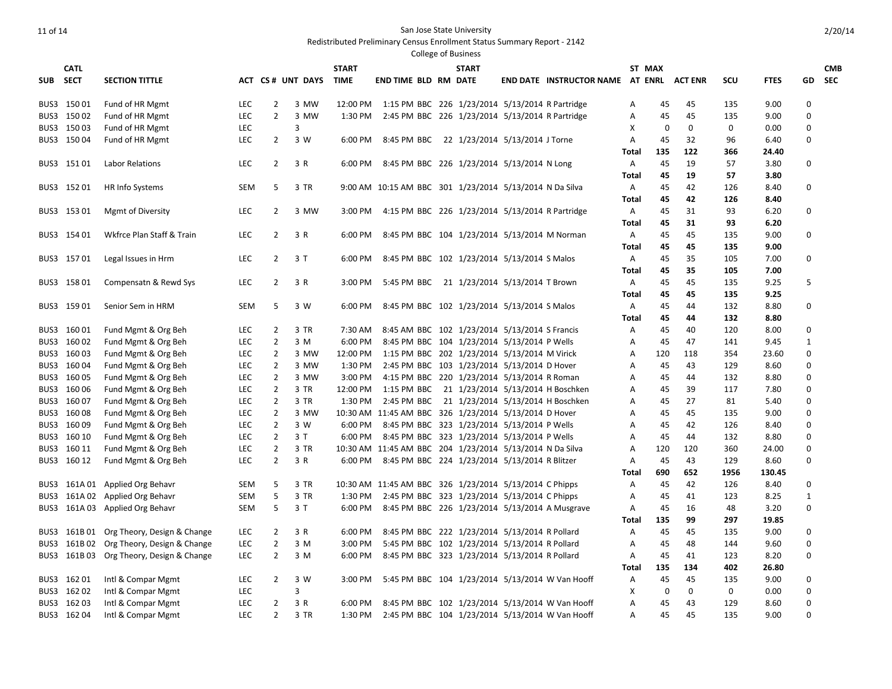San Jose State University

Redistributed Preliminary Census Enrollment Status Summary Report - 2142

College of Business

| SUB | CATL SECT | SECTION TITTLE | ACT | CS # | UNT | DAYS | START TIME | END TIME | BLD | RM | START DATE | END DATE | INSTRUCTOR NAME | ST AT | MAX ENRL | ACT ENR | SCU | FTES | GD | CMB SEC |
|---|---|---|---|---|---|---|---|---|---|---|---|---|---|---|---|---|---|---|---|---|
| BUS3 | 150 01 | Fund of HR Mgmt | LEC | 2 | 3 | MW | 12:00 PM | 1:15 PM | BBC | 226 | 1/23/2014 | 5/13/2014 | R Partridge | A | 45 | 45 | 135 | 9.00 | 0 | |
| BUS3 | 150 02 | Fund of HR Mgmt | LEC | 2 | 3 | MW | 1:30 PM | 2:45 PM | BBC | 226 | 1/23/2014 | 5/13/2014 | R Partridge | A | 45 | 45 | 135 | 9.00 | 0 | |
| BUS3 | 150 03 | Fund of HR Mgmt | LEC | | 3 | | | | | | | | | X | 0 | 0 | 0 | 0.00 | 0 | |
| BUS3 | 150 04 | Fund of HR Mgmt | LEC | 2 | 3 | W | 6:00 PM | 8:45 PM | BBC | 22 | 1/23/2014 | 5/13/2014 | J Torne | A | 45 | 32 | 96 | 6.40 | 0 | |
| | | | | | | | | | | | | | | **Total** | **135** | **122** | **366** | **24.40** | | |
| BUS3 | 151 01 | Labor Relations | LEC | 2 | 3 | R | 6:00 PM | 8:45 PM | BBC | 226 | 1/23/2014 | 5/13/2014 | N Long | A | 45 | 19 | 57 | 3.80 | 0 | |
| | | | | | | | | | | | | | | **Total** | **45** | **19** | **57** | **3.80** | | |
| BUS3 | 152 01 | HR Info Systems | SEM | 5 | 3 | TR | 9:00 AM | 10:15 AM | BBC | 301 | 1/23/2014 | 5/13/2014 | N Da Silva | A | 45 | 42 | 126 | 8.40 | 0 | |
| | | | | | | | | | | | | | | **Total** | **45** | **42** | **126** | **8.40** | | |
| BUS3 | 153 01 | Mgmt of Diversity | LEC | 2 | 3 | MW | 3:00 PM | 4:15 PM | BBC | 226 | 1/23/2014 | 5/13/2014 | R Partridge | A | 45 | 31 | 93 | 6.20 | 0 | |
| | | | | | | | | | | | | | | **Total** | **45** | **31** | **93** | **6.20** | | |
| BUS3 | 154 01 | Wkfrce Plan Staff & Train | LEC | 2 | 3 | R | 6:00 PM | 8:45 PM | BBC | 104 | 1/23/2014 | 5/13/2014 | M Norman | A | 45 | 45 | 135 | 9.00 | 0 | |
| | | | | | | | | | | | | | | **Total** | **45** | **45** | **135** | **9.00** | | |
| BUS3 | 157 01 | Legal Issues in Hrm | LEC | 2 | 3 | T | 6:00 PM | 8:45 PM | BBC | 102 | 1/23/2014 | 5/13/2014 | S Malos | A | 45 | 35 | 105 | 7.00 | 0 | |
| | | | | | | | | | | | | | | **Total** | **45** | **35** | **105** | **7.00** | | |
| BUS3 | 158 01 | Compensatn & Rewd Sys | LEC | 2 | 3 | R | 3:00 PM | 5:45 PM | BBC | 21 | 1/23/2014 | 5/13/2014 | T Brown | A | 45 | 45 | 135 | 9.25 | 5 | |
| | | | | | | | | | | | | | | **Total** | **45** | **45** | **135** | **9.25** | | |
| BUS3 | 159 01 | Senior Sem in HRM | SEM | 5 | 3 | W | 6:00 PM | 8:45 PM | BBC | 102 | 1/23/2014 | 5/13/2014 | S Malos | A | 45 | 44 | 132 | 8.80 | 0 | |
| | | | | | | | | | | | | | | **Total** | **45** | **44** | **132** | **8.80** | | |
| BUS3 | 160 01 | Fund Mgmt & Org Beh | LEC | 2 | 3 | TR | 7:30 AM | 8:45 AM | BBC | 102 | 1/23/2014 | 5/13/2014 | S Francis | A | 45 | 40 | 120 | 8.00 | 0 | |
| BUS3 | 160 02 | Fund Mgmt & Org Beh | LEC | 2 | 3 | M | 6:00 PM | 8:45 PM | BBC | 104 | 1/23/2014 | 5/13/2014 | P Wells | A | 45 | 47 | 141 | 9.45 | 1 | |
| BUS3 | 160 03 | Fund Mgmt & Org Beh | LEC | 2 | 3 | MW | 12:00 PM | 1:15 PM | BBC | 202 | 1/23/2014 | 5/13/2014 | M Virick | A | 120 | 118 | 354 | 23.60 | 0 | |
| BUS3 | 160 04 | Fund Mgmt & Org Beh | LEC | 2 | 3 | MW | 1:30 PM | 2:45 PM | BBC | 103 | 1/23/2014 | 5/13/2014 | D Hover | A | 45 | 43 | 129 | 8.60 | 0 | |
| BUS3 | 160 05 | Fund Mgmt & Org Beh | LEC | 2 | 3 | MW | 3:00 PM | 4:15 PM | BBC | 220 | 1/23/2014 | 5/13/2014 | R Roman | A | 45 | 44 | 132 | 8.80 | 0 | |
| BUS3 | 160 06 | Fund Mgmt & Org Beh | LEC | 2 | 3 | TR | 12:00 PM | 1:15 PM | BBC | 21 | 1/23/2014 | 5/13/2014 | H Boschken | A | 45 | 39 | 117 | 7.80 | 0 | |
| BUS3 | 160 07 | Fund Mgmt & Org Beh | LEC | 2 | 3 | TR | 1:30 PM | 2:45 PM | BBC | 21 | 1/23/2014 | 5/13/2014 | H Boschken | A | 45 | 27 | 81 | 5.40 | 0 | |
| BUS3 | 160 08 | Fund Mgmt & Org Beh | LEC | 2 | 3 | MW | 10:30 AM | 11:45 AM | BBC | 326 | 1/23/2014 | 5/13/2014 | D Hover | A | 45 | 45 | 135 | 9.00 | 0 | |
| BUS3 | 160 09 | Fund Mgmt & Org Beh | LEC | 2 | 3 | W | 6:00 PM | 8:45 PM | BBC | 323 | 1/23/2014 | 5/13/2014 | P Wells | A | 45 | 42 | 126 | 8.40 | 0 | |
| BUS3 | 160 10 | Fund Mgmt & Org Beh | LEC | 2 | 3 | T | 6:00 PM | 8:45 PM | BBC | 323 | 1/23/2014 | 5/13/2014 | P Wells | A | 45 | 44 | 132 | 8.80 | 0 | |
| BUS3 | 160 11 | Fund Mgmt & Org Beh | LEC | 2 | 3 | TR | 10:30 AM | 11:45 AM | BBC | 204 | 1/23/2014 | 5/13/2014 | N Da Silva | A | 120 | 120 | 360 | 24.00 | 0 | |
| BUS3 | 160 12 | Fund Mgmt & Org Beh | LEC | 2 | 3 | R | 6:00 PM | 8:45 PM | BBC | 224 | 1/23/2014 | 5/13/2014 | R Blitzer | A | 45 | 43 | 129 | 8.60 | 0 | |
| | | | | | | | | | | | | | | **Total** | **690** | **652** | **1956** | **130.45** | | |
| BUS3 | 161A 01 | Applied Org Behavr | SEM | 5 | 3 | TR | 10:30 AM | 11:45 AM | BBC | 326 | 1/23/2014 | 5/13/2014 | C Phipps | A | 45 | 42 | 126 | 8.40 | 0 | |
| BUS3 | 161A 02 | Applied Org Behavr | SEM | 5 | 3 | TR | 1:30 PM | 2:45 PM | BBC | 323 | 1/23/2014 | 5/13/2014 | C Phipps | A | 45 | 41 | 123 | 8.25 | 1 | |
| BUS3 | 161A 03 | Applied Org Behavr | SEM | 5 | 3 | T | 6:00 PM | 8:45 PM | BBC | 226 | 1/23/2014 | 5/13/2014 | A Musgrave | A | 45 | 16 | 48 | 3.20 | 0 | |
| | | | | | | | | | | | | | | **Total** | **135** | **99** | **297** | **19.85** | | |
| BUS3 | 161B 01 | Org Theory, Design & Change | LEC | 2 | 3 | R | 6:00 PM | 8:45 PM | BBC | 222 | 1/23/2014 | 5/13/2014 | R Pollard | A | 45 | 45 | 135 | 9.00 | 0 | |
| BUS3 | 161B 02 | Org Theory, Design & Change | LEC | 2 | 3 | M | 3:00 PM | 5:45 PM | BBC | 102 | 1/23/2014 | 5/13/2014 | R Pollard | A | 45 | 48 | 144 | 9.60 | 0 | |
| BUS3 | 161B 03 | Org Theory, Design & Change | LEC | 2 | 3 | M | 6:00 PM | 8:45 PM | BBC | 323 | 1/23/2014 | 5/13/2014 | R Pollard | A | 45 | 41 | 123 | 8.20 | 0 | |
| | | | | | | | | | | | | | | **Total** | **135** | **134** | **402** | **26.80** | | |
| BUS3 | 162 01 | Intl & Compar Mgmt | LEC | 2 | 3 | W | 3:00 PM | 5:45 PM | BBC | 104 | 1/23/2014 | 5/13/2014 | W Van Hooff | A | 45 | 45 | 135 | 9.00 | 0 | |
| BUS3 | 162 02 | Intl & Compar Mgmt | LEC | | 3 | | | | | | | | | X | 0 | 0 | 0 | 0.00 | 0 | |
| BUS3 | 162 03 | Intl & Compar Mgmt | LEC | 2 | 3 | R | 6:00 PM | 8:45 PM | BBC | 102 | 1/23/2014 | 5/13/2014 | W Van Hooff | A | 45 | 43 | 129 | 8.60 | 0 | |
| BUS3 | 162 04 | Intl & Compar Mgmt | LEC | 2 | 3 | TR | 1:30 PM | 2:45 PM | BBC | 104 | 1/23/2014 | 5/13/2014 | W Van Hooff | A | 45 | 45 | 135 | 9.00 | 0 | |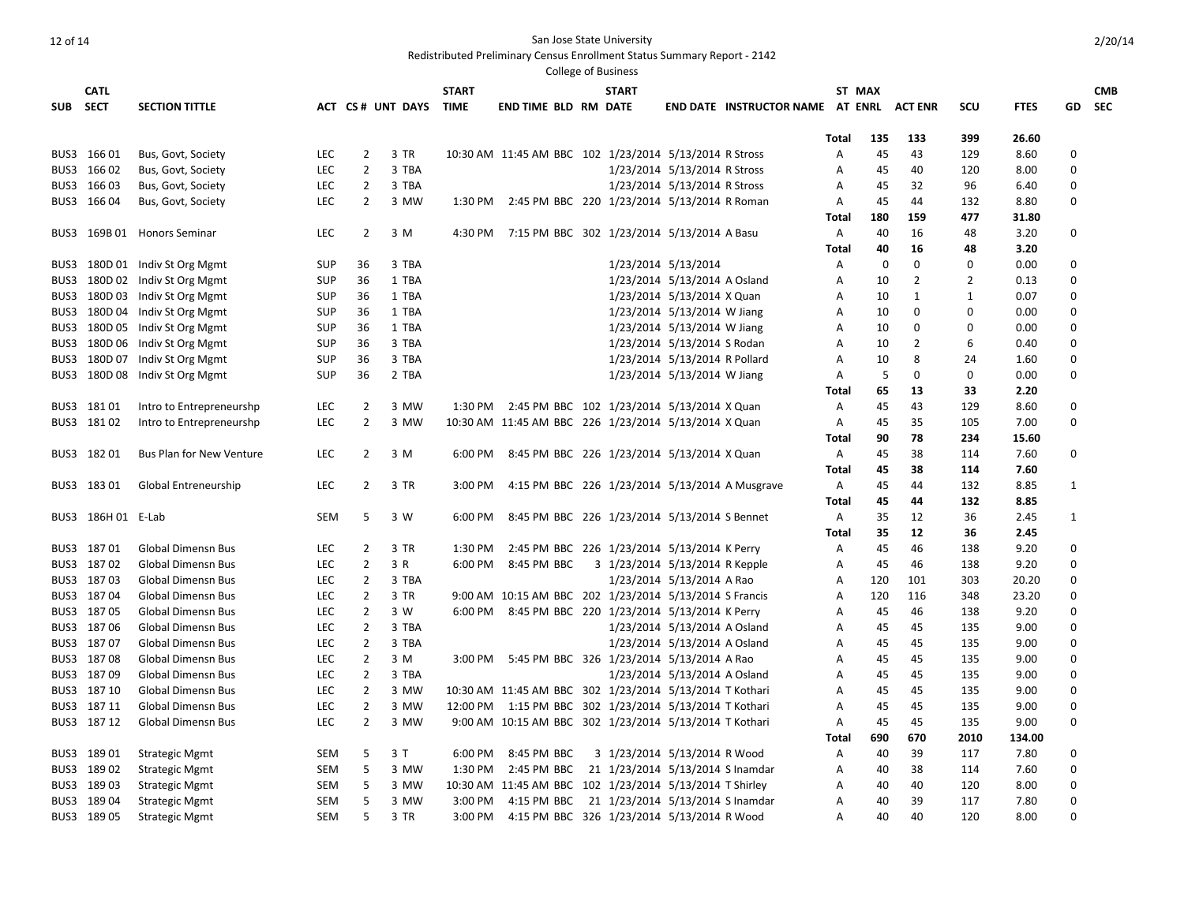San Jose State University

Redistributed Preliminary Census Enrollment Status Summary Report - 2142

College of Business

| SUB | CATL SECT | SECTION TITTLE | ACT | CS # | UNT | DAYS | START TIME | END TIME | BLD | RM | START DATE | END DATE | INSTRUCTOR NAME | ST AT | MAX ENRL | ACT ENR | SCU | FTES | GD | CMB SEC |
|---|---|---|---|---|---|---|---|---|---|---|---|---|---|---|---|---|---|---|---|---|
| | | | | | | | | | | | | | | Total | 135 | 133 | 399 | 26.60 | | |
| BUS3 | 166 01 | Bus, Govt, Society | LEC | 2 | 3 | TR | 10:30 AM | 11:45 AM | BBC | 102 | 1/23/2014 | 5/13/2014 | R Stross | A | 45 | 43 | 129 | 8.60 | 0 | |
| BUS3 | 166 02 | Bus, Govt, Society | LEC | 2 | 3 | TBA | | | | | 1/23/2014 | 5/13/2014 | R Stross | A | 45 | 40 | 120 | 8.00 | 0 | |
| BUS3 | 166 03 | Bus, Govt, Society | LEC | 2 | 3 | TBA | | | | | 1/23/2014 | 5/13/2014 | R Stross | A | 45 | 32 | 96 | 6.40 | 0 | |
| BUS3 | 166 04 | Bus, Govt, Society | LEC | 2 | 3 | MW | 1:30 PM | 2:45 PM | BBC | 220 | 1/23/2014 | 5/13/2014 | R Roman | A | 45 | 44 | 132 | 8.80 | 0 | |
| | | | | | | | | | | | | | | Total | 180 | 159 | 477 | 31.80 | | |
| BUS3 | 169B 01 | Honors Seminar | LEC | 2 | 3 | M | 4:30 PM | 7:15 PM | BBC | 302 | 1/23/2014 | 5/13/2014 | A Basu | A | 40 | 16 | 48 | 3.20 | 0 | |
| | | | | | | | | | | | | | | Total | 40 | 16 | 48 | 3.20 | | |
| BUS3 | 180D 01 | Indiv St Org Mgmt | SUP | 36 | 3 | TBA | | | | | 1/23/2014 | 5/13/2014 | | A | 0 | 0 | 0 | 0.00 | 0 | |
| BUS3 | 180D 02 | Indiv St Org Mgmt | SUP | 36 | 1 | TBA | | | | | 1/23/2014 | 5/13/2014 | A Osland | A | 10 | 2 | 2 | 0.13 | 0 | |
| BUS3 | 180D 03 | Indiv St Org Mgmt | SUP | 36 | 1 | TBA | | | | | 1/23/2014 | 5/13/2014 | X Quan | A | 10 | 1 | 1 | 0.07 | 0 | |
| BUS3 | 180D 04 | Indiv St Org Mgmt | SUP | 36 | 1 | TBA | | | | | 1/23/2014 | 5/13/2014 | W Jiang | A | 10 | 0 | 0 | 0.00 | 0 | |
| BUS3 | 180D 05 | Indiv St Org Mgmt | SUP | 36 | 1 | TBA | | | | | 1/23/2014 | 5/13/2014 | W Jiang | A | 10 | 0 | 0 | 0.00 | 0 | |
| BUS3 | 180D 06 | Indiv St Org Mgmt | SUP | 36 | 3 | TBA | | | | | 1/23/2014 | 5/13/2014 | S Rodan | A | 10 | 2 | 6 | 0.40 | 0 | |
| BUS3 | 180D 07 | Indiv St Org Mgmt | SUP | 36 | 3 | TBA | | | | | 1/23/2014 | 5/13/2014 | R Pollard | A | 10 | 8 | 24 | 1.60 | 0 | |
| BUS3 | 180D 08 | Indiv St Org Mgmt | SUP | 36 | 2 | TBA | | | | | 1/23/2014 | 5/13/2014 | W Jiang | A | 5 | 0 | 0 | 0.00 | 0 | |
| | | | | | | | | | | | | | | Total | 65 | 13 | 33 | 2.20 | | |
| BUS3 | 181 01 | Intro to Entrepreneurshp | LEC | 2 | 3 | MW | 1:30 PM | 2:45 PM | BBC | 102 | 1/23/2014 | 5/13/2014 | X Quan | A | 45 | 43 | 129 | 8.60 | 0 | |
| BUS3 | 181 02 | Intro to Entrepreneurshp | LEC | 2 | 3 | MW | 10:30 AM | 11:45 AM | BBC | 226 | 1/23/2014 | 5/13/2014 | X Quan | A | 45 | 35 | 105 | 7.00 | 0 | |
| | | | | | | | | | | | | | | Total | 90 | 78 | 234 | 15.60 | | |
| BUS3 | 182 01 | Bus Plan for New Venture | LEC | 2 | 3 | M | 6:00 PM | 8:45 PM | BBC | 226 | 1/23/2014 | 5/13/2014 | X Quan | A | 45 | 38 | 114 | 7.60 | 0 | |
| | | | | | | | | | | | | | | Total | 45 | 38 | 114 | 7.60 | | |
| BUS3 | 183 01 | Global Entreneurship | LEC | 2 | 3 | TR | 3:00 PM | 4:15 PM | BBC | 226 | 1/23/2014 | 5/13/2014 | A Musgrave | A | 45 | 44 | 132 | 8.85 | 1 | |
| | | | | | | | | | | | | | | Total | 45 | 44 | 132 | 8.85 | | |
| BUS3 | 186H 01 | E-Lab | SEM | 5 | 3 | W | 6:00 PM | 8:45 PM | BBC | 226 | 1/23/2014 | 5/13/2014 | S Bennet | A | 35 | 12 | 36 | 2.45 | 1 | |
| | | | | | | | | | | | | | | Total | 35 | 12 | 36 | 2.45 | | |
| BUS3 | 187 01 | Global Dimensn Bus | LEC | 2 | 3 | TR | 1:30 PM | 2:45 PM | BBC | 226 | 1/23/2014 | 5/13/2014 | K Perry | A | 45 | 46 | 138 | 9.20 | 0 | |
| BUS3 | 187 02 | Global Dimensn Bus | LEC | 2 | 3 | R | 6:00 PM | 8:45 PM | BBC | 3 | 1/23/2014 | 5/13/2014 | R Kepple | A | 45 | 46 | 138 | 9.20 | 0 | |
| BUS3 | 187 03 | Global Dimensn Bus | LEC | 2 | 3 | TBA | | | | | 1/23/2014 | 5/13/2014 | A Rao | A | 120 | 101 | 303 | 20.20 | 0 | |
| BUS3 | 187 04 | Global Dimensn Bus | LEC | 2 | 3 | TR | 9:00 AM | 10:15 AM | BBC | 202 | 1/23/2014 | 5/13/2014 | S Francis | A | 120 | 116 | 348 | 23.20 | 0 | |
| BUS3 | 187 05 | Global Dimensn Bus | LEC | 2 | 3 | W | 6:00 PM | 8:45 PM | BBC | 220 | 1/23/2014 | 5/13/2014 | K Perry | A | 45 | 46 | 138 | 9.20 | 0 | |
| BUS3 | 187 06 | Global Dimensn Bus | LEC | 2 | 3 | TBA | | | | | 1/23/2014 | 5/13/2014 | A Osland | A | 45 | 45 | 135 | 9.00 | 0 | |
| BUS3 | 187 07 | Global Dimensn Bus | LEC | 2 | 3 | TBA | | | | | 1/23/2014 | 5/13/2014 | A Osland | A | 45 | 45 | 135 | 9.00 | 0 | |
| BUS3 | 187 08 | Global Dimensn Bus | LEC | 2 | 3 | M | 3:00 PM | 5:45 PM | BBC | 326 | 1/23/2014 | 5/13/2014 | A Rao | A | 45 | 45 | 135 | 9.00 | 0 | |
| BUS3 | 187 09 | Global Dimensn Bus | LEC | 2 | 3 | TBA | | | | | 1/23/2014 | 5/13/2014 | A Osland | A | 45 | 45 | 135 | 9.00 | 0 | |
| BUS3 | 187 10 | Global Dimensn Bus | LEC | 2 | 3 | MW | 10:30 AM | 11:45 AM | BBC | 302 | 1/23/2014 | 5/13/2014 | T Kothari | A | 45 | 45 | 135 | 9.00 | 0 | |
| BUS3 | 187 11 | Global Dimensn Bus | LEC | 2 | 3 | MW | 12:00 PM | 1:15 PM | BBC | 302 | 1/23/2014 | 5/13/2014 | T Kothari | A | 45 | 45 | 135 | 9.00 | 0 | |
| BUS3 | 187 12 | Global Dimensn Bus | LEC | 2 | 3 | MW | 9:00 AM | 10:15 AM | BBC | 302 | 1/23/2014 | 5/13/2014 | T Kothari | A | 45 | 45 | 135 | 9.00 | 0 | |
| | | | | | | | | | | | | | | Total | 690 | 670 | 2010 | 134.00 | | |
| BUS3 | 189 01 | Strategic Mgmt | SEM | 5 | 3 | T | 6:00 PM | 8:45 PM | BBC | 3 | 1/23/2014 | 5/13/2014 | R Wood | A | 40 | 39 | 117 | 7.80 | 0 | |
| BUS3 | 189 02 | Strategic Mgmt | SEM | 5 | 3 | MW | 1:30 PM | 2:45 PM | BBC | 21 | 1/23/2014 | 5/13/2014 | S Inamdar | A | 40 | 38 | 114 | 7.60 | 0 | |
| BUS3 | 189 03 | Strategic Mgmt | SEM | 5 | 3 | MW | 10:30 AM | 11:45 AM | BBC | 102 | 1/23/2014 | 5/13/2014 | T Shirley | A | 40 | 40 | 120 | 8.00 | 0 | |
| BUS3 | 189 04 | Strategic Mgmt | SEM | 5 | 3 | MW | 3:00 PM | 4:15 PM | BBC | 21 | 1/23/2014 | 5/13/2014 | S Inamdar | A | 40 | 39 | 117 | 7.80 | 0 | |
| BUS3 | 189 05 | Strategic Mgmt | SEM | 5 | 3 | TR | 3:00 PM | 4:15 PM | BBC | 326 | 1/23/2014 | 5/13/2014 | R Wood | A | 40 | 40 | 120 | 8.00 | 0 | |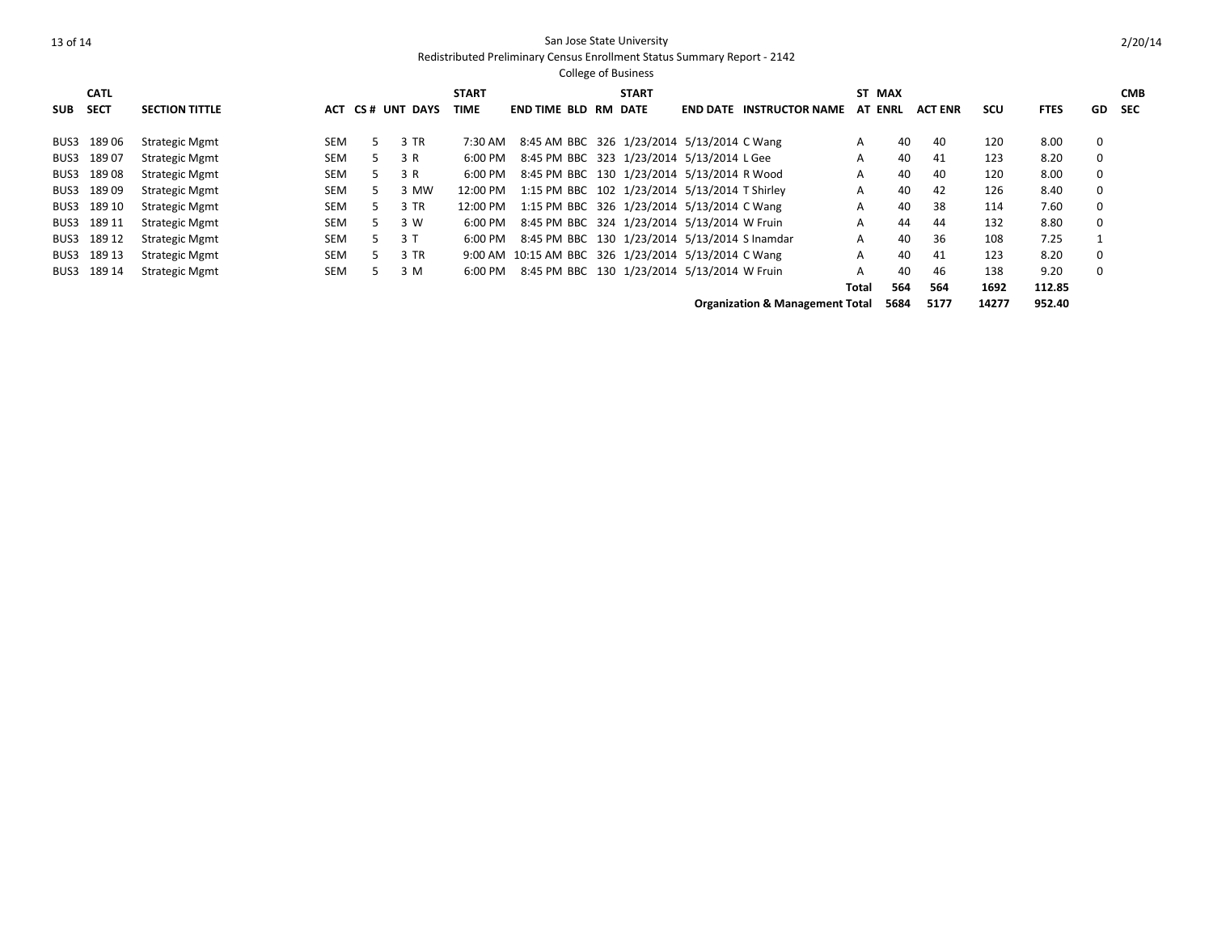San Jose State University

Redistributed Preliminary Census Enrollment Status Summary Report - 2142

College of Business

| SUB | CATL SECT | SECTION TITTLE | ACT | CS # | UNT | DAYS | START TIME | END TIME | BLD | RM | START DATE | END DATE | INSTRUCTOR NAME | ST AT | MAX ENRL | ACT ENR | SCU | FTES | GD | CMB SEC |
|---|---|---|---|---|---|---|---|---|---|---|---|---|---|---|---|---|---|---|---|---|
| BUS3 | 189 06 | Strategic Mgmt | SEM | 5 | 3 | TR | 7:30 AM | 8:45 AM | BBC | 326 | 1/23/2014 | 5/13/2014 | C Wang | A | 40 | 40 | 120 | 8.00 | 0 | |
| BUS3 | 189 07 | Strategic Mgmt | SEM | 5 | 3 | R | 6:00 PM | 8:45 PM | BBC | 323 | 1/23/2014 | 5/13/2014 | L Gee | A | 40 | 41 | 123 | 8.20 | 0 | |
| BUS3 | 189 08 | Strategic Mgmt | SEM | 5 | 3 | R | 6:00 PM | 8:45 PM | BBC | 130 | 1/23/2014 | 5/13/2014 | R Wood | A | 40 | 40 | 120 | 8.00 | 0 | |
| BUS3 | 189 09 | Strategic Mgmt | SEM | 5 | 3 | MW | 12:00 PM | 1:15 PM | BBC | 102 | 1/23/2014 | 5/13/2014 | T Shirley | A | 40 | 42 | 126 | 8.40 | 0 | |
| BUS3 | 189 10 | Strategic Mgmt | SEM | 5 | 3 | TR | 12:00 PM | 1:15 PM | BBC | 326 | 1/23/2014 | 5/13/2014 | C Wang | A | 40 | 38 | 114 | 7.60 | 0 | |
| BUS3 | 189 11 | Strategic Mgmt | SEM | 5 | 3 | W | 6:00 PM | 8:45 PM | BBC | 324 | 1/23/2014 | 5/13/2014 | W Fruin | A | 44 | 44 | 132 | 8.80 | 0 | |
| BUS3 | 189 12 | Strategic Mgmt | SEM | 5 | 3 | T | 6:00 PM | 8:45 PM | BBC | 130 | 1/23/2014 | 5/13/2014 | S Inamdar | A | 40 | 36 | 108 | 7.25 | 1 | |
| BUS3 | 189 13 | Strategic Mgmt | SEM | 5 | 3 | TR | 9:00 AM | 10:15 AM | BBC | 326 | 1/23/2014 | 5/13/2014 | C Wang | A | 40 | 41 | 123 | 8.20 | 0 | |
| BUS3 | 189 14 | Strategic Mgmt | SEM | 5 | 3 | M | 6:00 PM | 8:45 PM | BBC | 130 | 1/23/2014 | 5/13/2014 | W Fruin | A | 40 | 46 | 138 | 9.20 | 0 | |
| | | | | | | | | | | | | | | **Total** | **564** | **564** | **1692** | **112.85** | | |
| | | | | | | | | | | | | | **Organization & Management Total** | | **5684** | **5177** | **14277** | **952.40** | | |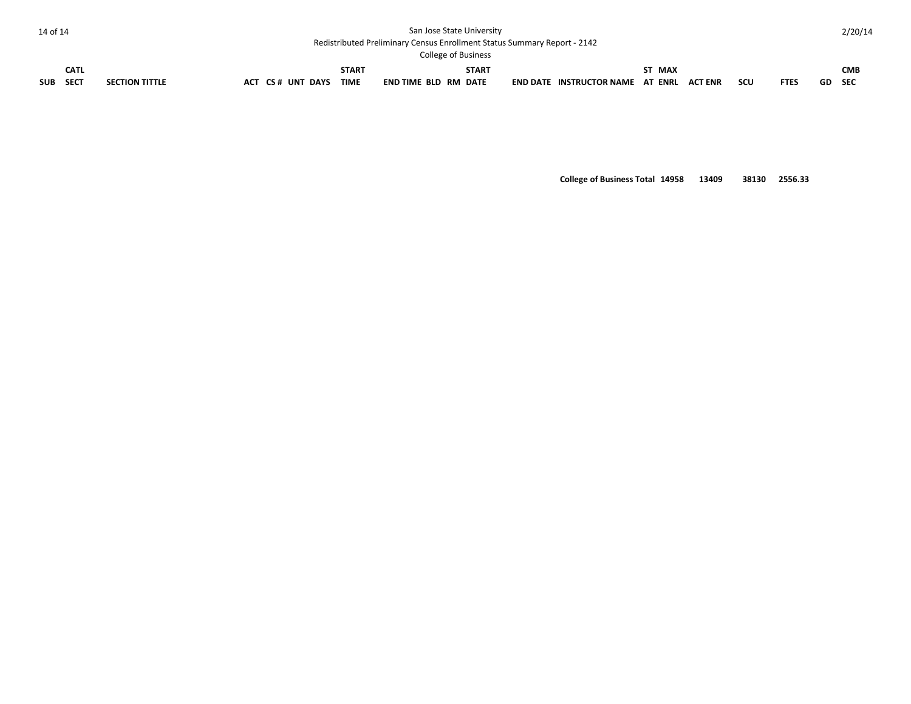| SUB | CATL SECT | SECTION TITTLE | ACT | CS # | UNT | DAYS | START TIME | END TIME | BLD | RM | START DATE | END DATE | INSTRUCTOR NAME | ST AT | MAX ENRL | ACT ENR | SCU | FTES | GD | CMB SEC |
|---|---|---|---|---|---|---|---|---|---|---|---|---|---|---|---|---|---|---|---|---|
| | | | | | | | | | | | | | **College of Business Total** | | **14958** | **13409** | **38130** | **2556.33** | | |